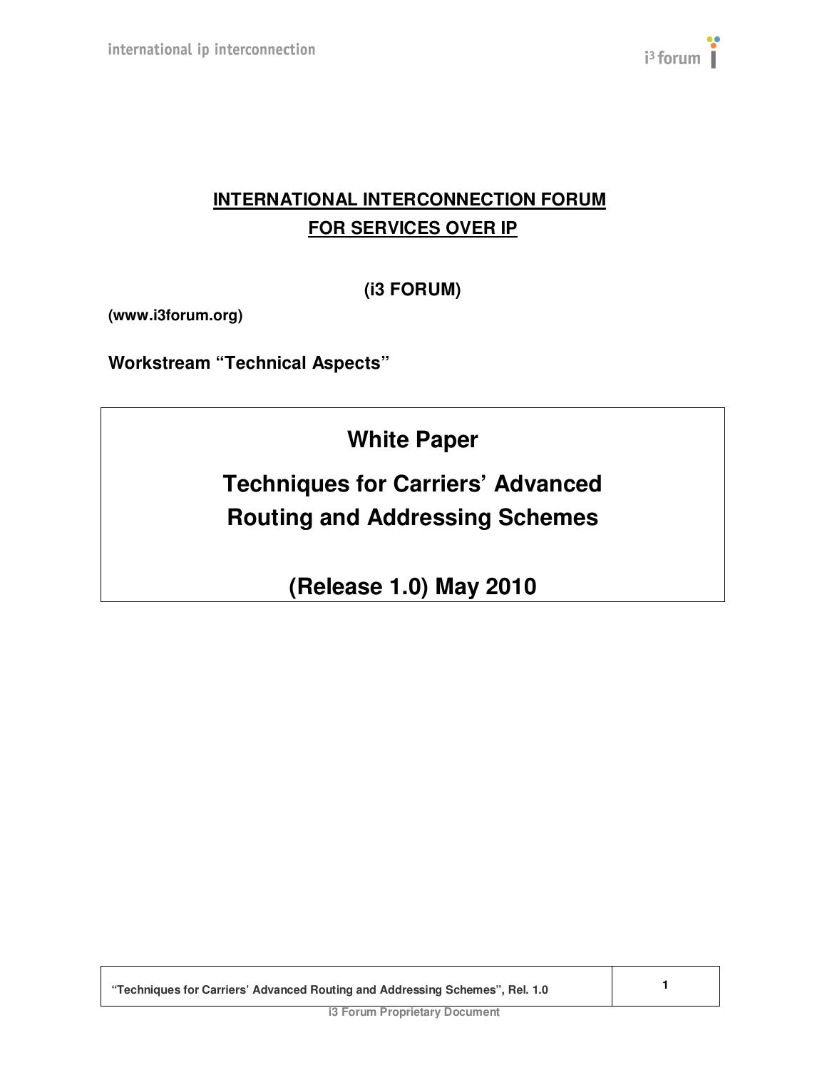**INTERNATIONAL INTERCONNECTION FORUM**
**FOR SERVICES OVER IP**

**(i3 FORUM)**

**(www.i3forum.org)**

**Workstream "Technical Aspects"**

# White Paper

# Techniques for Carriers' Advanced Routing and Addressing Schemes

## (Release 1.0) May 2010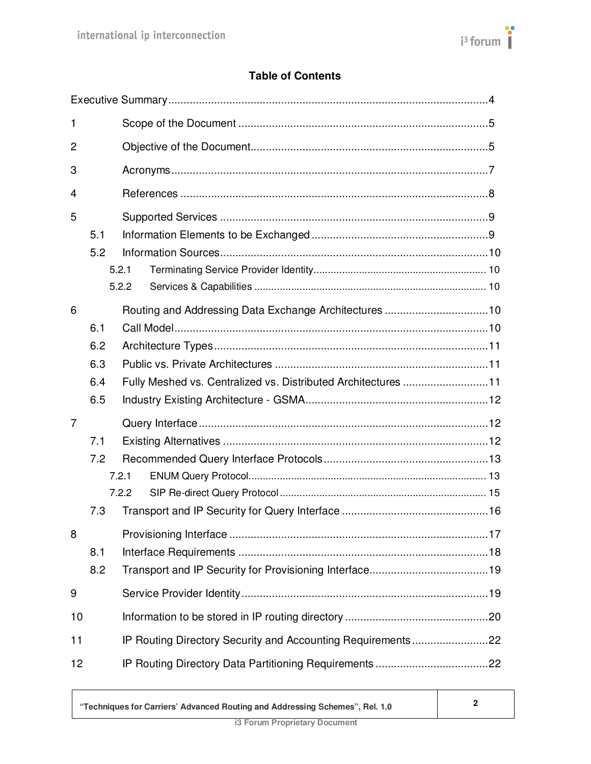# Table of Contents

Executive Summary ........................................................................................................4

1 Scope of the Document ..................................................................................5

2 Objective of the Document..............................................................................5

3 Acronyms........................................................................................................7

4 References .....................................................................................................8

5 Supported Services ........................................................................................9

- 5.1 Information Elements to be Exchanged ..........................................................9
- 5.2 Information Sources........................................................................................10
  - 5.2.1 Terminating Service Provider Identity............................................................. 10
  - 5.2.2 Services & Capabilities .................................................................................. 10

6 Routing and Addressing Data Exchange Architectures ..................................10

- 6.1 Call Model.......................................................................................................10
- 6.2 Architecture Types..........................................................................................11
- 6.3 Public vs. Private Architectures .....................................................................11
- 6.4 Fully Meshed vs. Centralized vs. Distributed Architectures ............................11
- 6.5 Industry Existing Architecture - GSMA............................................................12

7 Query Interface ...............................................................................................12

- 7.1 Existing Alternatives .......................................................................................12
- 7.2 Recommended Query Interface Protocols......................................................13
  - 7.2.1 ENUM Query Protocol.................................................................................. 13
  - 7.2.2 SIP Re-direct Query Protocol ........................................................................ 15
- 7.3 Transport and IP Security for Query Interface ................................................16

8 Provisioning Interface .....................................................................................17

- 8.1 Interface Requirements ..................................................................................18
- 8.2 Transport and IP Security for Provisioning Interface.......................................19

9 Service Provider Identity.................................................................................19

10 Information to be stored in IP routing directory ...............................................20

11 IP Routing Directory Security and Accounting Requirements.........................22

12 IP Routing Directory Data Partitioning Requirements .....................................22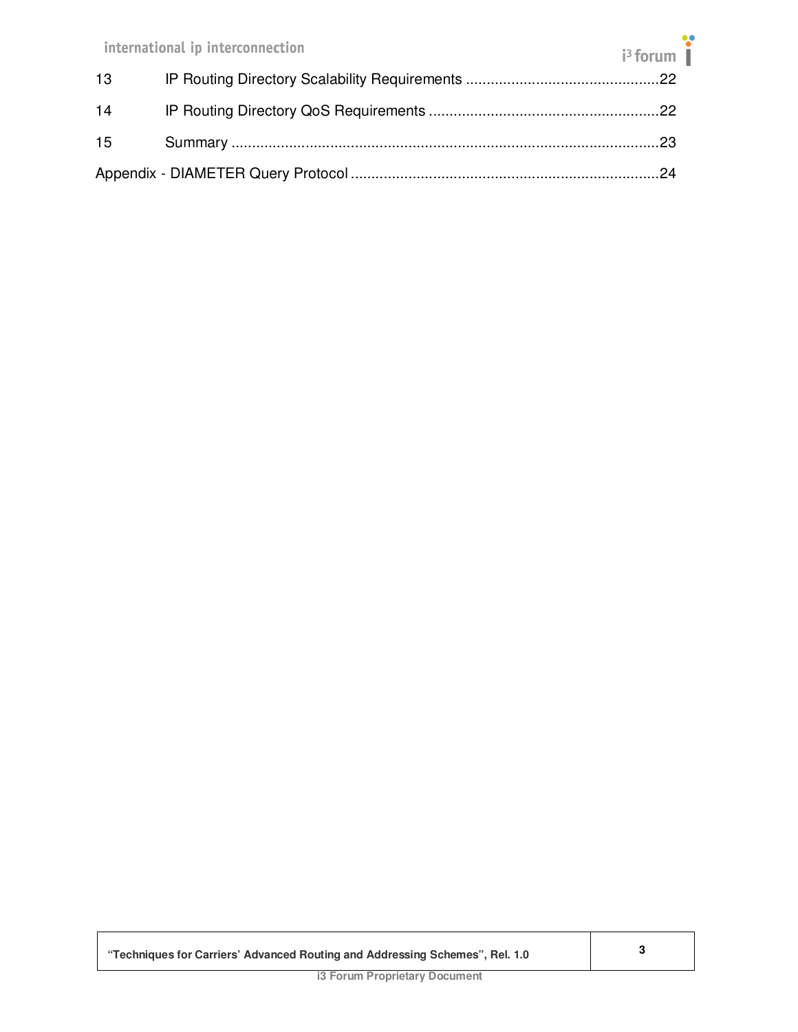13 IP Routing Directory Scalability Requirements ................................................22

14 IP Routing Directory QoS Requirements ........................................................22

15 Summary ........................................................................................................23

Appendix - DIAMETER Query Protocol ...........................................................................24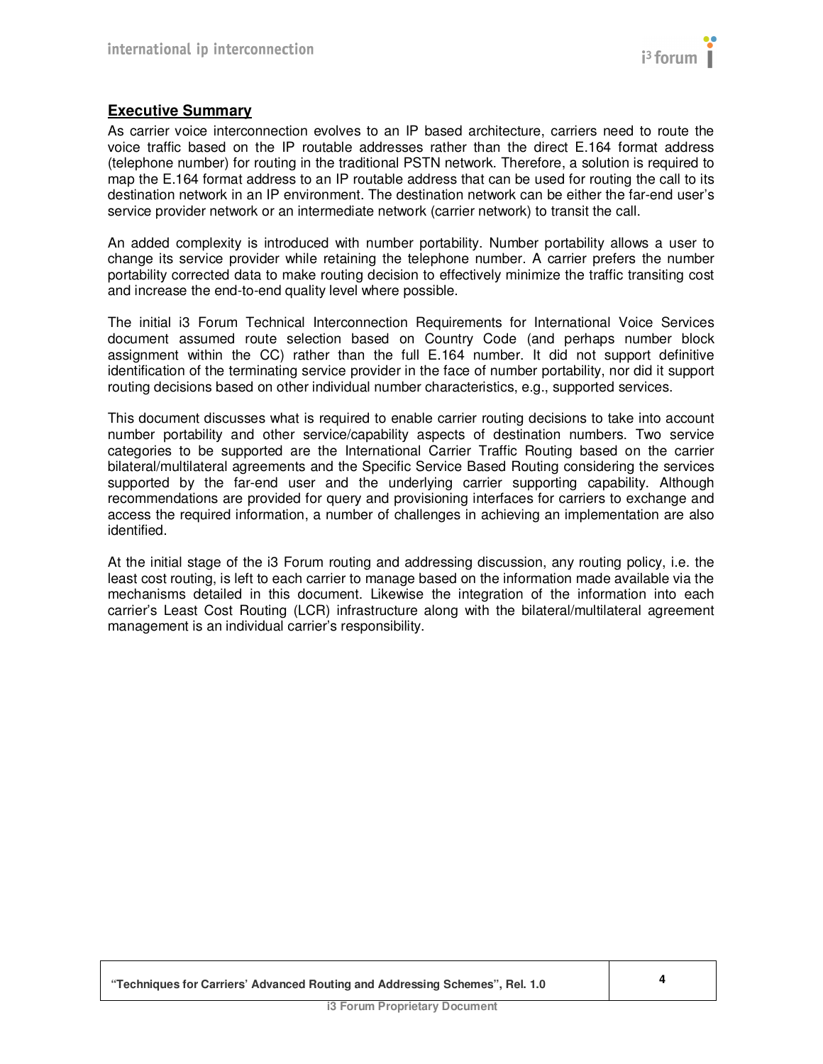## Executive Summary

As carrier voice interconnection evolves to an IP based architecture, carriers need to route the voice traffic based on the IP routable addresses rather than the direct E.164 format address (telephone number) for routing in the traditional PSTN network. Therefore, a solution is required to map the E.164 format address to an IP routable address that can be used for routing the call to its destination network in an IP environment. The destination network can be either the far-end user's service provider network or an intermediate network (carrier network) to transit the call.

An added complexity is introduced with number portability. Number portability allows a user to change its service provider while retaining the telephone number. A carrier prefers the number portability corrected data to make routing decision to effectively minimize the traffic transiting cost and increase the end-to-end quality level where possible.

The initial i3 Forum Technical Interconnection Requirements for International Voice Services document assumed route selection based on Country Code (and perhaps number block assignment within the CC) rather than the full E.164 number. It did not support definitive identification of the terminating service provider in the face of number portability, nor did it support routing decisions based on other individual number characteristics, e.g., supported services.

This document discusses what is required to enable carrier routing decisions to take into account number portability and other service/capability aspects of destination numbers. Two service categories to be supported are the International Carrier Traffic Routing based on the carrier bilateral/multilateral agreements and the Specific Service Based Routing considering the services supported by the far-end user and the underlying carrier supporting capability. Although recommendations are provided for query and provisioning interfaces for carriers to exchange and access the required information, a number of challenges in achieving an implementation are also identified.

At the initial stage of the i3 Forum routing and addressing discussion, any routing policy, i.e. the least cost routing, is left to each carrier to manage based on the information made available via the mechanisms detailed in this document. Likewise the integration of the information into each carrier's Least Cost Routing (LCR) infrastructure along with the bilateral/multilateral agreement management is an individual carrier's responsibility.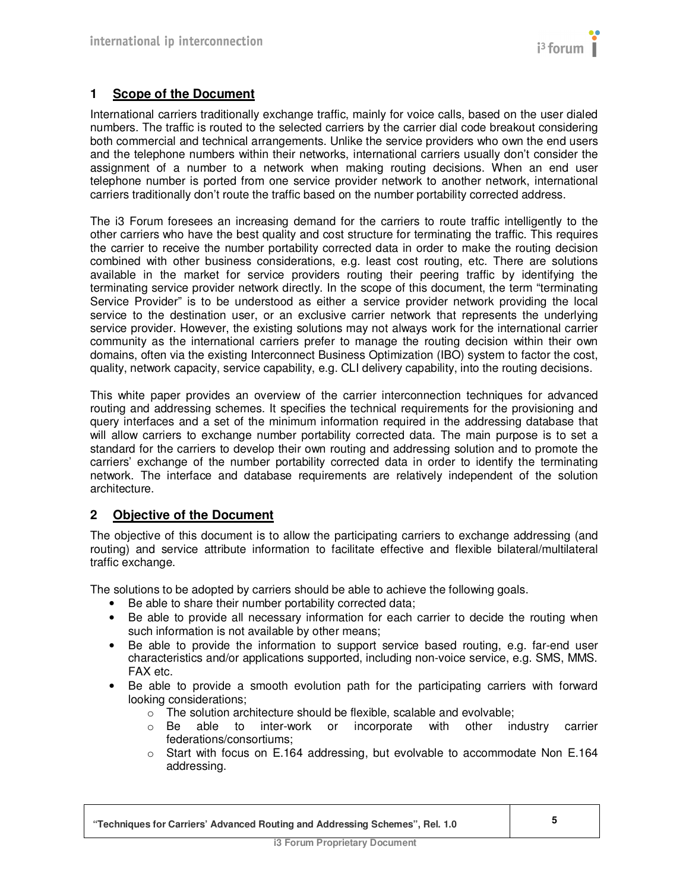## 1 Scope of the Document

International carriers traditionally exchange traffic, mainly for voice calls, based on the user dialed numbers. The traffic is routed to the selected carriers by the carrier dial code breakout considering both commercial and technical arrangements. Unlike the service providers who own the end users and the telephone numbers within their networks, international carriers usually don't consider the assignment of a number to a network when making routing decisions. When an end user telephone number is ported from one service provider network to another network, international carriers traditionally don't route the traffic based on the number portability corrected address.

The i3 Forum foresees an increasing demand for the carriers to route traffic intelligently to the other carriers who have the best quality and cost structure for terminating the traffic. This requires the carrier to receive the number portability corrected data in order to make the routing decision combined with other business considerations, e.g. least cost routing, etc. There are solutions available in the market for service providers routing their peering traffic by identifying the terminating service provider network directly. In the scope of this document, the term "terminating Service Provider" is to be understood as either a service provider network providing the local service to the destination user, or an exclusive carrier network that represents the underlying service provider. However, the existing solutions may not always work for the international carrier community as the international carriers prefer to manage the routing decision within their own domains, often via the existing Interconnect Business Optimization (IBO) system to factor the cost, quality, network capacity, service capability, e.g. CLI delivery capability, into the routing decisions.

This white paper provides an overview of the carrier interconnection techniques for advanced routing and addressing schemes. It specifies the technical requirements for the provisioning and query interfaces and a set of the minimum information required in the addressing database that will allow carriers to exchange number portability corrected data. The main purpose is to set a standard for the carriers to develop their own routing and addressing solution and to promote the carriers' exchange of the number portability corrected data in order to identify the terminating network. The interface and database requirements are relatively independent of the solution architecture.

## 2 Objective of the Document

The objective of this document is to allow the participating carriers to exchange addressing (and routing) and service attribute information to facilitate effective and flexible bilateral/multilateral traffic exchange.

The solutions to be adopted by carriers should be able to achieve the following goals.

- Be able to share their number portability corrected data;
- Be able to provide all necessary information for each carrier to decide the routing when such information is not available by other means;
- Be able to provide the information to support service based routing, e.g. far-end user characteristics and/or applications supported, including non-voice service, e.g. SMS, MMS. FAX etc.
- Be able to provide a smooth evolution path for the participating carriers with forward looking considerations;
  - The solution architecture should be flexible, scalable and evolvable;
  - Be able to inter-work or incorporate with other industry carrier federations/consortiums;
  - Start with focus on E.164 addressing, but evolvable to accommodate Non E.164 addressing.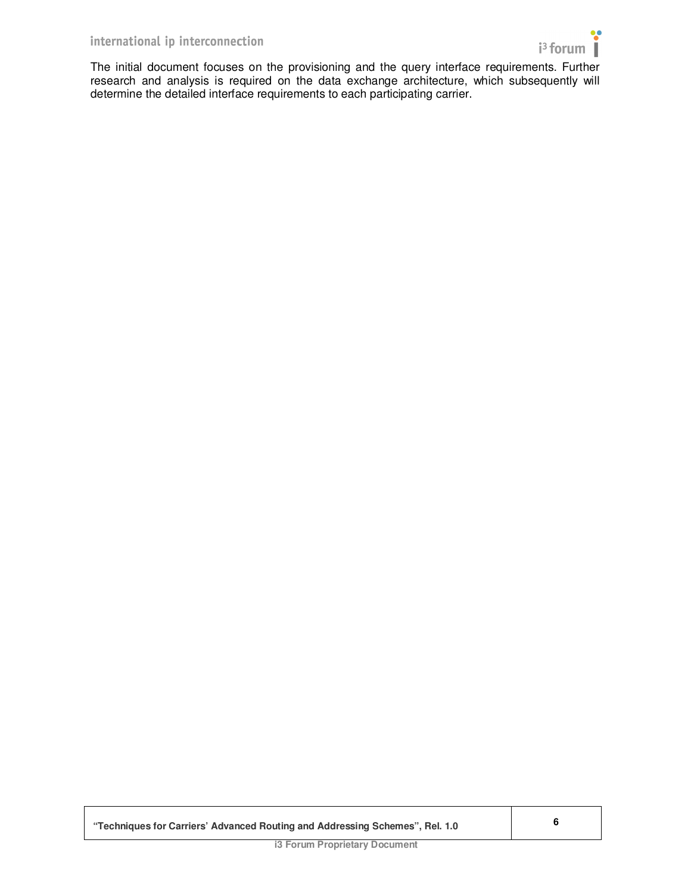The initial document focuses on the provisioning and the query interface requirements. Further research and analysis is required on the data exchange architecture, which subsequently will determine the detailed interface requirements to each participating carrier.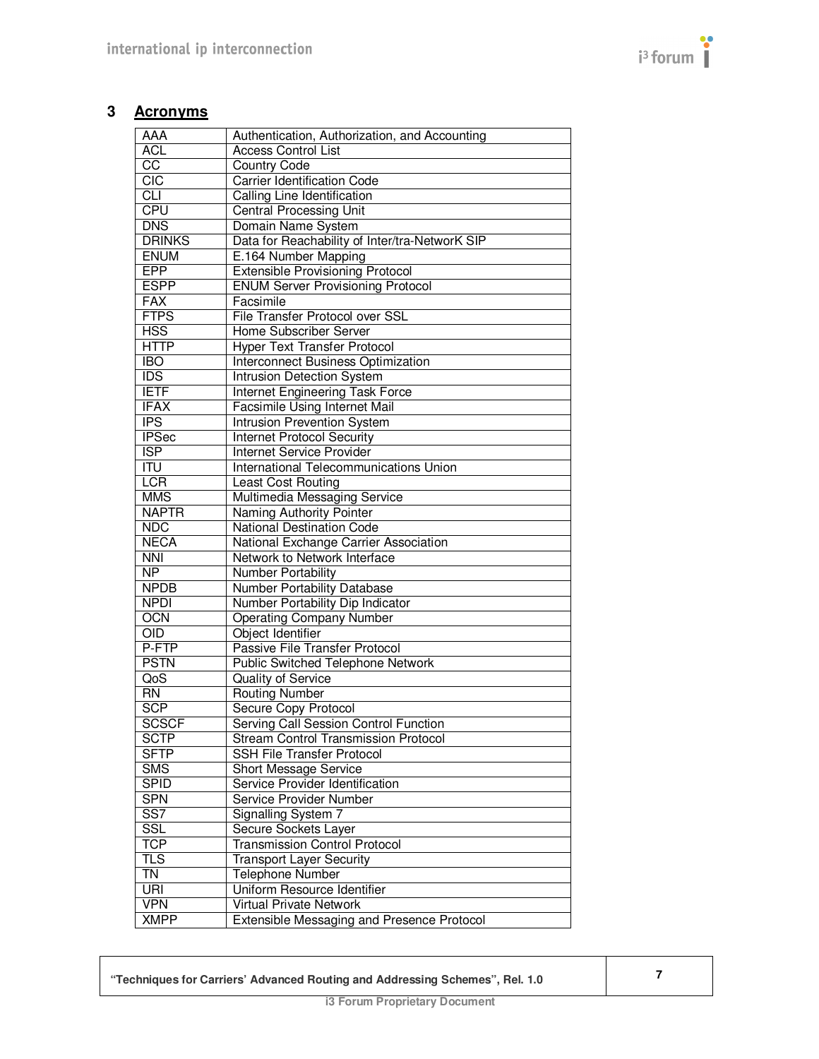## 3 Acronyms

| | |
|---|---|
| AAA | Authentication, Authorization, and Accounting |
| ACL | Access Control List |
| CC | Country Code |
| CIC | Carrier Identification Code |
| CLI | Calling Line Identification |
| CPU | Central Processing Unit |
| DNS | Domain Name System |
| DRINKS | Data for Reachability of Inter/tra-NetworK SIP |
| ENUM | E.164 Number Mapping |
| EPP | Extensible Provisioning Protocol |
| ESPP | ENUM Server Provisioning Protocol |
| FAX | Facsimile |
| FTPS | File Transfer Protocol over SSL |
| HSS | Home Subscriber Server |
| HTTP | Hyper Text Transfer Protocol |
| IBO | Interconnect Business Optimization |
| IDS | Intrusion Detection System |
| IETF | Internet Engineering Task Force |
| IFAX | Facsimile Using Internet Mail |
| IPS | Intrusion Prevention System |
| IPSec | Internet Protocol Security |
| ISP | Internet Service Provider |
| ITU | International Telecommunications Union |
| LCR | Least Cost Routing |
| MMS | Multimedia Messaging Service |
| NAPTR | Naming Authority Pointer |
| NDC | National Destination Code |
| NECA | National Exchange Carrier Association |
| NNI | Network to Network Interface |
| NP | Number Portability |
| NPDB | Number Portability Database |
| NPDI | Number Portability Dip Indicator |
| OCN | Operating Company Number |
| OID | Object Identifier |
| P-FTP | Passive File Transfer Protocol |
| PSTN | Public Switched Telephone Network |
| QoS | Quality of Service |
| RN | Routing Number |
| SCP | Secure Copy Protocol |
| SCSCF | Serving Call Session Control Function |
| SCTP | Stream Control Transmission Protocol |
| SFTP | SSH File Transfer Protocol |
| SMS | Short Message Service |
| SPID | Service Provider Identification |
| SPN | Service Provider Number |
| SS7 | Signalling System 7 |
| SSL | Secure Sockets Layer |
| TCP | Transmission Control Protocol |
| TLS | Transport Layer Security |
| TN | Telephone Number |
| URI | Uniform Resource Identifier |
| VPN | Virtual Private Network |
| XMPP | Extensible Messaging and Presence Protocol |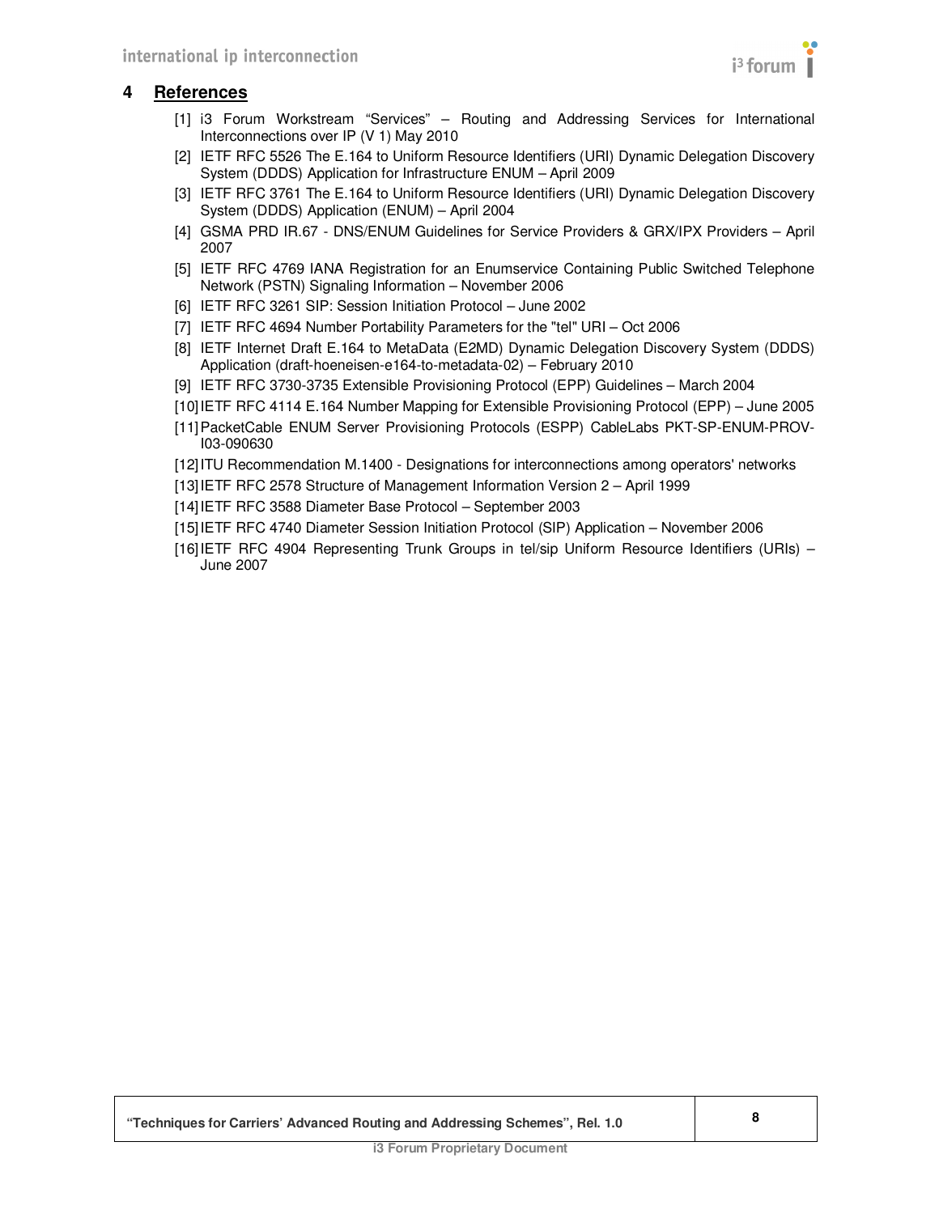# 4 References

[1] i3 Forum Workstream "Services" – Routing and Addressing Services for International Interconnections over IP (V 1) May 2010

[2] IETF RFC 5526 The E.164 to Uniform Resource Identifiers (URI) Dynamic Delegation Discovery System (DDDS) Application for Infrastructure ENUM – April 2009

[3] IETF RFC 3761 The E.164 to Uniform Resource Identifiers (URI) Dynamic Delegation Discovery System (DDDS) Application (ENUM) – April 2004

[4] GSMA PRD IR.67 - DNS/ENUM Guidelines for Service Providers & GRX/IPX Providers – April 2007

[5] IETF RFC 4769 IANA Registration for an Enumservice Containing Public Switched Telephone Network (PSTN) Signaling Information – November 2006

[6] IETF RFC 3261 SIP: Session Initiation Protocol – June 2002

[7] IETF RFC 4694 Number Portability Parameters for the "tel" URI – Oct 2006

[8] IETF Internet Draft E.164 to MetaData (E2MD) Dynamic Delegation Discovery System (DDDS) Application (draft-hoeneisen-e164-to-metadata-02) – February 2010

[9] IETF RFC 3730-3735 Extensible Provisioning Protocol (EPP) Guidelines – March 2004

[10] IETF RFC 4114 E.164 Number Mapping for Extensible Provisioning Protocol (EPP) – June 2005

[11] PacketCable ENUM Server Provisioning Protocols (ESPP) CableLabs PKT-SP-ENUM-PROV-I03-090630

[12] ITU Recommendation M.1400 - Designations for interconnections among operators' networks

[13] IETF RFC 2578 Structure of Management Information Version 2 – April 1999

[14] IETF RFC 3588 Diameter Base Protocol – September 2003

[15] IETF RFC 4740 Diameter Session Initiation Protocol (SIP) Application – November 2006

[16] IETF RFC 4904 Representing Trunk Groups in tel/sip Uniform Resource Identifiers (URIs) – June 2007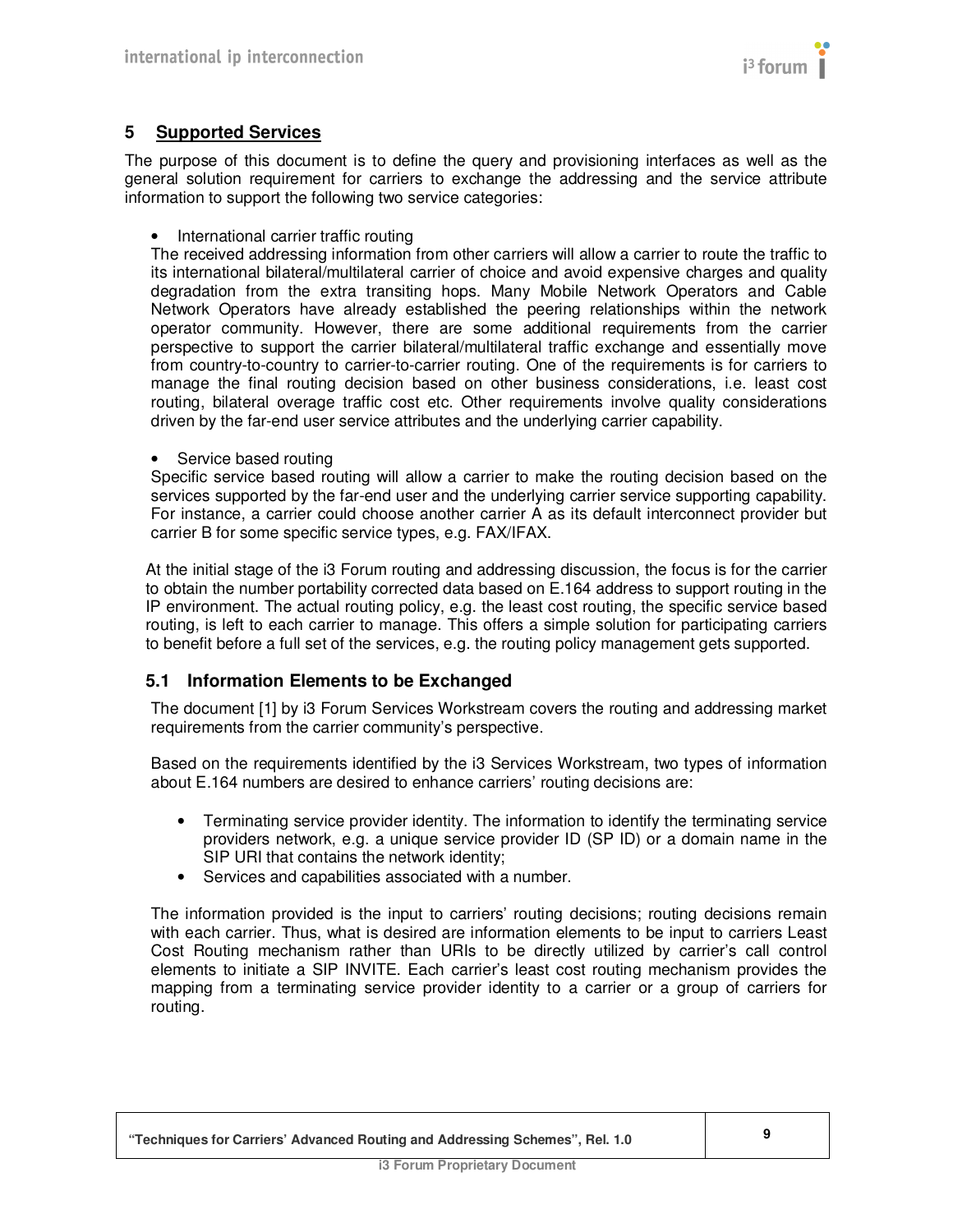## 5 Supported Services

The purpose of this document is to define the query and provisioning interfaces as well as the general solution requirement for carriers to exchange the addressing and the service attribute information to support the following two service categories:

- International carrier traffic routing

  The received addressing information from other carriers will allow a carrier to route the traffic to its international bilateral/multilateral carrier of choice and avoid expensive charges and quality degradation from the extra transiting hops. Many Mobile Network Operators and Cable Network Operators have already established the peering relationships within the network operator community. However, there are some additional requirements from the carrier perspective to support the carrier bilateral/multilateral traffic exchange and essentially move from country-to-country to carrier-to-carrier routing. One of the requirements is for carriers to manage the final routing decision based on other business considerations, i.e. least cost routing, bilateral overage traffic cost etc. Other requirements involve quality considerations driven by the far-end user service attributes and the underlying carrier capability.

- Service based routing

  Specific service based routing will allow a carrier to make the routing decision based on the services supported by the far-end user and the underlying carrier service supporting capability. For instance, a carrier could choose another carrier A as its default interconnect provider but carrier B for some specific service types, e.g. FAX/IFAX.

At the initial stage of the i3 Forum routing and addressing discussion, the focus is for the carrier to obtain the number portability corrected data based on E.164 address to support routing in the IP environment. The actual routing policy, e.g. the least cost routing, the specific service based routing, is left to each carrier to manage. This offers a simple solution for participating carriers to benefit before a full set of the services, e.g. the routing policy management gets supported.

### 5.1 Information Elements to be Exchanged

The document [1] by i3 Forum Services Workstream covers the routing and addressing market requirements from the carrier community's perspective.

Based on the requirements identified by the i3 Services Workstream, two types of information about E.164 numbers are desired to enhance carriers' routing decisions are:

- Terminating service provider identity. The information to identify the terminating service providers network, e.g. a unique service provider ID (SP ID) or a domain name in the SIP URI that contains the network identity;
- Services and capabilities associated with a number.

The information provided is the input to carriers' routing decisions; routing decisions remain with each carrier. Thus, what is desired are information elements to be input to carriers Least Cost Routing mechanism rather than URIs to be directly utilized by carrier's call control elements to initiate a SIP INVITE. Each carrier's least cost routing mechanism provides the mapping from a terminating service provider identity to a carrier or a group of carriers for routing.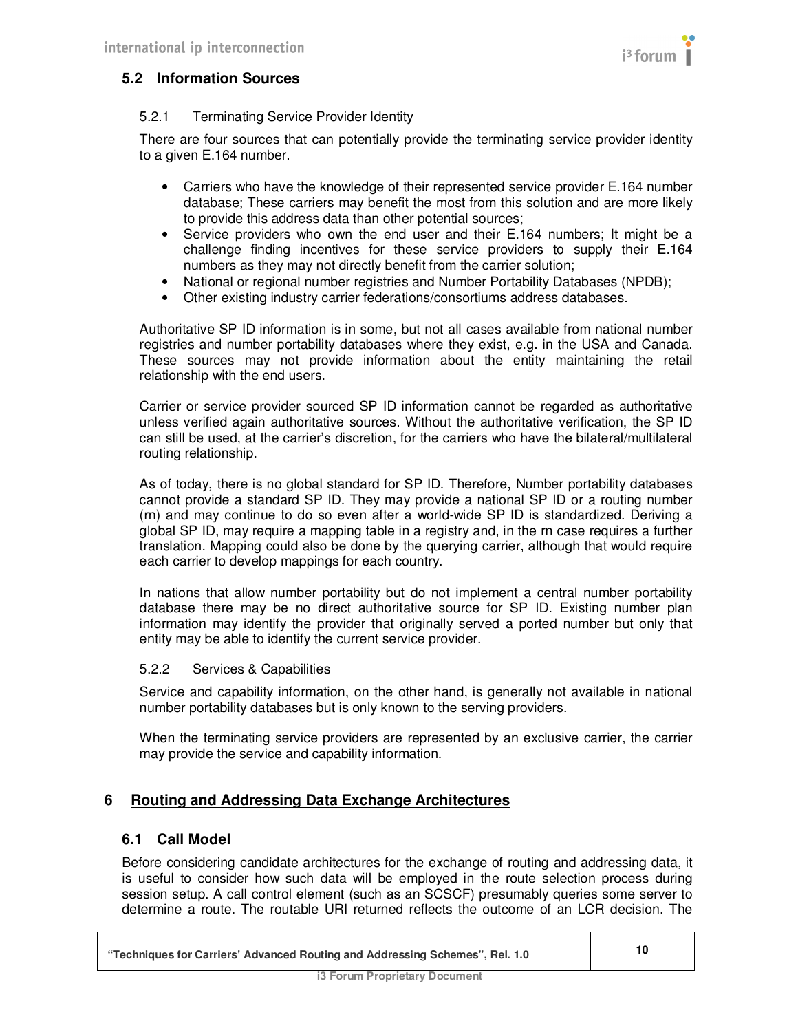## 5.2 Information Sources

### 5.2.1 Terminating Service Provider Identity

There are four sources that can potentially provide the terminating service provider identity to a given E.164 number.

- Carriers who have the knowledge of their represented service provider E.164 number database; These carriers may benefit the most from this solution and are more likely to provide this address data than other potential sources;
- Service providers who own the end user and their E.164 numbers; It might be a challenge finding incentives for these service providers to supply their E.164 numbers as they may not directly benefit from the carrier solution;
- National or regional number registries and Number Portability Databases (NPDB);
- Other existing industry carrier federations/consortiums address databases.

Authoritative SP ID information is in some, but not all cases available from national number registries and number portability databases where they exist, e.g. in the USA and Canada. These sources may not provide information about the entity maintaining the retail relationship with the end users.

Carrier or service provider sourced SP ID information cannot be regarded as authoritative unless verified again authoritative sources. Without the authoritative verification, the SP ID can still be used, at the carrier's discretion, for the carriers who have the bilateral/multilateral routing relationship.

As of today, there is no global standard for SP ID. Therefore, Number portability databases cannot provide a standard SP ID. They may provide a national SP ID or a routing number (rn) and may continue to do so even after a world-wide SP ID is standardized. Deriving a global SP ID, may require a mapping table in a registry and, in the rn case requires a further translation. Mapping could also be done by the querying carrier, although that would require each carrier to develop mappings for each country.

In nations that allow number portability but do not implement a central number portability database there may be no direct authoritative source for SP ID. Existing number plan information may identify the provider that originally served a ported number but only that entity may be able to identify the current service provider.

### 5.2.2 Services & Capabilities

Service and capability information, on the other hand, is generally not available in national number portability databases but is only known to the serving providers.

When the terminating service providers are represented by an exclusive carrier, the carrier may provide the service and capability information.

# 6 Routing and Addressing Data Exchange Architectures

## 6.1 Call Model

Before considering candidate architectures for the exchange of routing and addressing data, it is useful to consider how such data will be employed in the route selection process during session setup. A call control element (such as an SCSCF) presumably queries some server to determine a route. The routable URI returned reflects the outcome of an LCR decision. The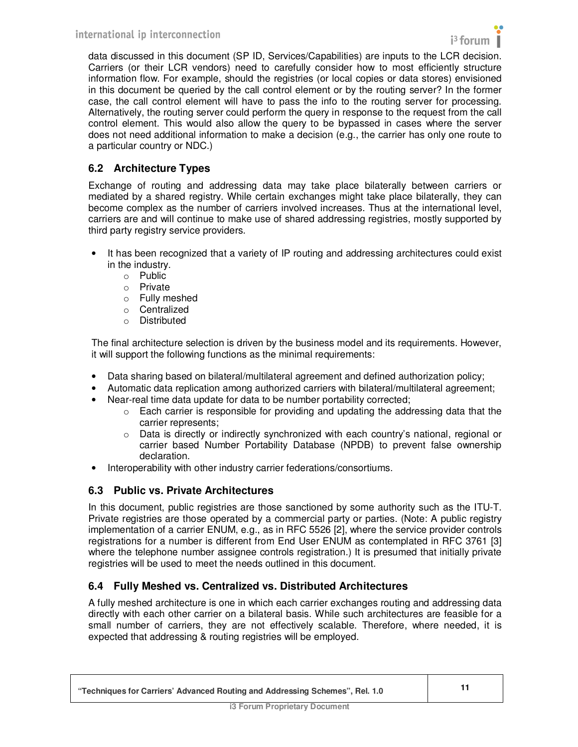data discussed in this document (SP ID, Services/Capabilities) are inputs to the LCR decision. Carriers (or their LCR vendors) need to carefully consider how to most efficiently structure information flow. For example, should the registries (or local copies or data stores) envisioned in this document be queried by the call control element or by the routing server? In the former case, the call control element will have to pass the info to the routing server for processing. Alternatively, the routing server could perform the query in response to the request from the call control element. This would also allow the query to be bypassed in cases where the server does not need additional information to make a decision (e.g., the carrier has only one route to a particular country or NDC.)

## 6.2 Architecture Types

Exchange of routing and addressing data may take place bilaterally between carriers or mediated by a shared registry. While certain exchanges might take place bilaterally, they can become complex as the number of carriers involved increases. Thus at the international level, carriers are and will continue to make use of shared addressing registries, mostly supported by third party registry service providers.

- It has been recognized that a variety of IP routing and addressing architectures could exist in the industry.
    - Public
    - Private
    - Fully meshed
    - Centralized
    - Distributed

The final architecture selection is driven by the business model and its requirements. However, it will support the following functions as the minimal requirements:

- Data sharing based on bilateral/multilateral agreement and defined authorization policy;
- Automatic data replication among authorized carriers with bilateral/multilateral agreement;
- Near-real time data update for data to be number portability corrected;
    - Each carrier is responsible for providing and updating the addressing data that the carrier represents;
    - Data is directly or indirectly synchronized with each country's national, regional or carrier based Number Portability Database (NPDB) to prevent false ownership declaration.
- Interoperability with other industry carrier federations/consortiums.

## 6.3 Public vs. Private Architectures

In this document, public registries are those sanctioned by some authority such as the ITU-T. Private registries are those operated by a commercial party or parties. (Note: A public registry implementation of a carrier ENUM, e.g., as in RFC 5526 [2], where the service provider controls registrations for a number is different from End User ENUM as contemplated in RFC 3761 [3] where the telephone number assignee controls registration.) It is presumed that initially private registries will be used to meet the needs outlined in this document.

## 6.4 Fully Meshed vs. Centralized vs. Distributed Architectures

A fully meshed architecture is one in which each carrier exchanges routing and addressing data directly with each other carrier on a bilateral basis. While such architectures are feasible for a small number of carriers, they are not effectively scalable. Therefore, where needed, it is expected that addressing & routing registries will be employed.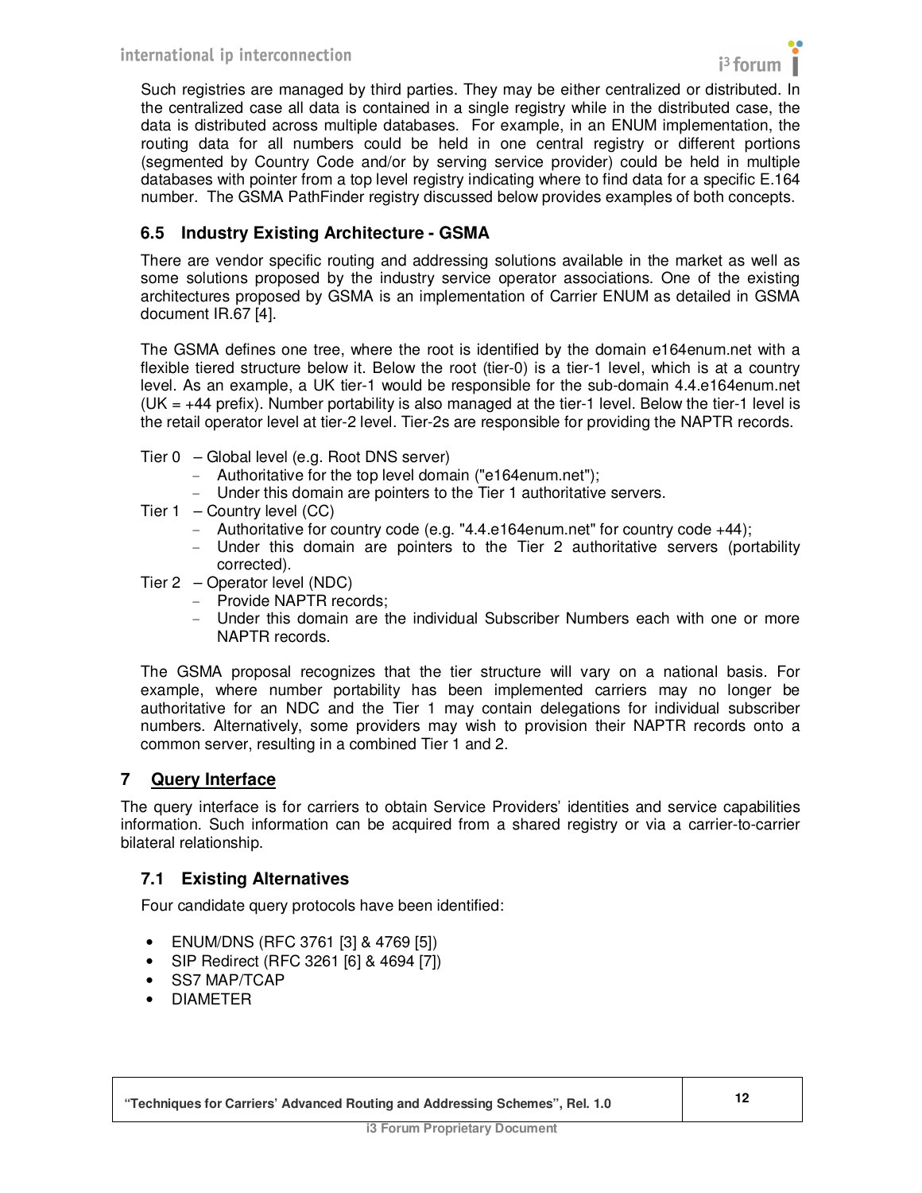Such registries are managed by third parties. They may be either centralized or distributed. In the centralized case all data is contained in a single registry while in the distributed case, the data is distributed across multiple databases. For example, in an ENUM implementation, the routing data for all numbers could be held in one central registry or different portions (segmented by Country Code and/or by serving service provider) could be held in multiple databases with pointer from a top level registry indicating where to find data for a specific E.164 number. The GSMA PathFinder registry discussed below provides examples of both concepts.

### 6.5 Industry Existing Architecture - GSMA

There are vendor specific routing and addressing solutions available in the market as well as some solutions proposed by the industry service operator associations. One of the existing architectures proposed by GSMA is an implementation of Carrier ENUM as detailed in GSMA document IR.67 [4].

The GSMA defines one tree, where the root is identified by the domain e164enum.net with a flexible tiered structure below it. Below the root (tier-0) is a tier-1 level, which is at a country level. As an example, a UK tier-1 would be responsible for the sub-domain 4.4.e164enum.net (UK = +44 prefix). Number portability is also managed at the tier-1 level. Below the tier-1 level is the retail operator level at tier-2 level. Tier-2s are responsible for providing the NAPTR records.

Tier 0 – Global level (e.g. Root DNS server)
- Authoritative for the top level domain ("e164enum.net");
- Under this domain are pointers to the Tier 1 authoritative servers.

Tier 1 – Country level (CC)
- Authoritative for country code (e.g. "4.4.e164enum.net" for country code +44);
- Under this domain are pointers to the Tier 2 authoritative servers (portability corrected).

Tier 2 – Operator level (NDC)
- Provide NAPTR records;
- Under this domain are the individual Subscriber Numbers each with one or more NAPTR records.

The GSMA proposal recognizes that the tier structure will vary on a national basis. For example, where number portability has been implemented carriers may no longer be authoritative for an NDC and the Tier 1 may contain delegations for individual subscriber numbers. Alternatively, some providers may wish to provision their NAPTR records onto a common server, resulting in a combined Tier 1 and 2.

## 7 Query Interface

The query interface is for carriers to obtain Service Providers' identities and service capabilities information. Such information can be acquired from a shared registry or via a carrier-to-carrier bilateral relationship.

### 7.1 Existing Alternatives

Four candidate query protocols have been identified:

- ENUM/DNS (RFC 3761 [3] & 4769 [5])
- SIP Redirect (RFC 3261 [6] & 4694 [7])
- SS7 MAP/TCAP
- DIAMETER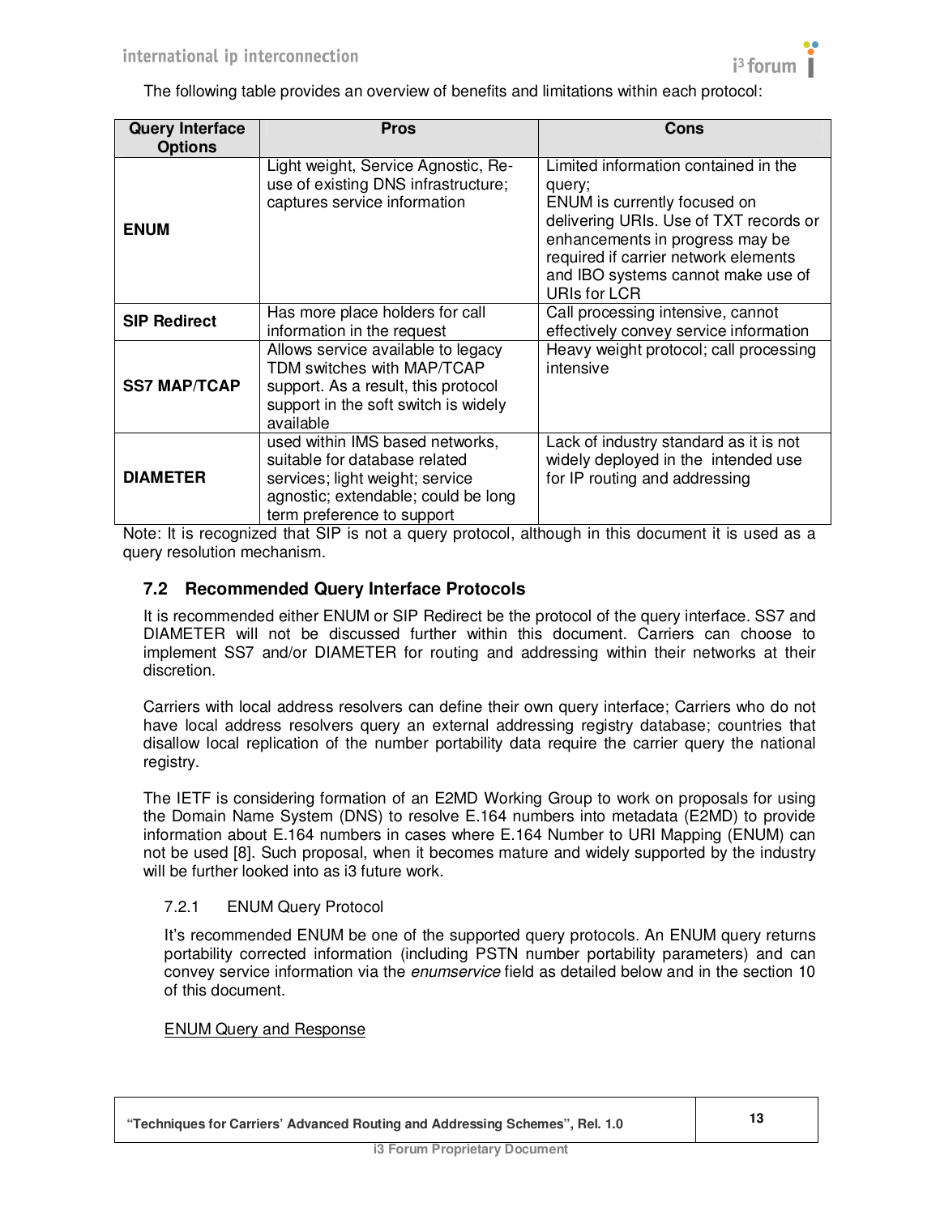The following table provides an overview of benefits and limitations within each protocol:

| Query Interface Options | Pros | Cons |
|---|---|---|
| **ENUM** | Light weight, Service Agnostic, Re-use of existing DNS infrastructure; captures service information | Limited information contained in the query; ENUM is currently focused on delivering URIs. Use of TXT records or enhancements in progress may be required if carrier network elements and IBO systems cannot make use of URIs for LCR |
| **SIP Redirect** | Has more place holders for call information in the request | Call processing intensive, cannot effectively convey service information |
| **SS7 MAP/TCAP** | Allows service available to legacy TDM switches with MAP/TCAP support. As a result, this protocol support in the soft switch is widely available | Heavy weight protocol; call processing intensive |
| **DIAMETER** | used within IMS based networks, suitable for database related services; light weight; service agnostic; extendable; could be long term preference to support | Lack of industry standard as it is not widely deployed in the intended use for IP routing and addressing |

Note: It is recognized that SIP is not a query protocol, although in this document it is used as a query resolution mechanism.

## 7.2 Recommended Query Interface Protocols

It is recommended either ENUM or SIP Redirect be the protocol of the query interface. SS7 and DIAMETER will not be discussed further within this document. Carriers can choose to implement SS7 and/or DIAMETER for routing and addressing within their networks at their discretion.

Carriers with local address resolvers can define their own query interface; Carriers who do not have local address resolvers query an external addressing registry database; countries that disallow local replication of the number portability data require the carrier query the national registry.

The IETF is considering formation of an E2MD Working Group to work on proposals for using the Domain Name System (DNS) to resolve E.164 numbers into metadata (E2MD) to provide information about E.164 numbers in cases where E.164 Number to URI Mapping (ENUM) can not be used [8]. Such proposal, when it becomes mature and widely supported by the industry will be further looked into as i3 future work.

### 7.2.1 ENUM Query Protocol

It's recommended ENUM be one of the supported query protocols. An ENUM query returns portability corrected information (including PSTN number portability parameters) and can convey service information via the *enumservice* field as detailed below and in the section 10 of this document.

ENUM Query and Response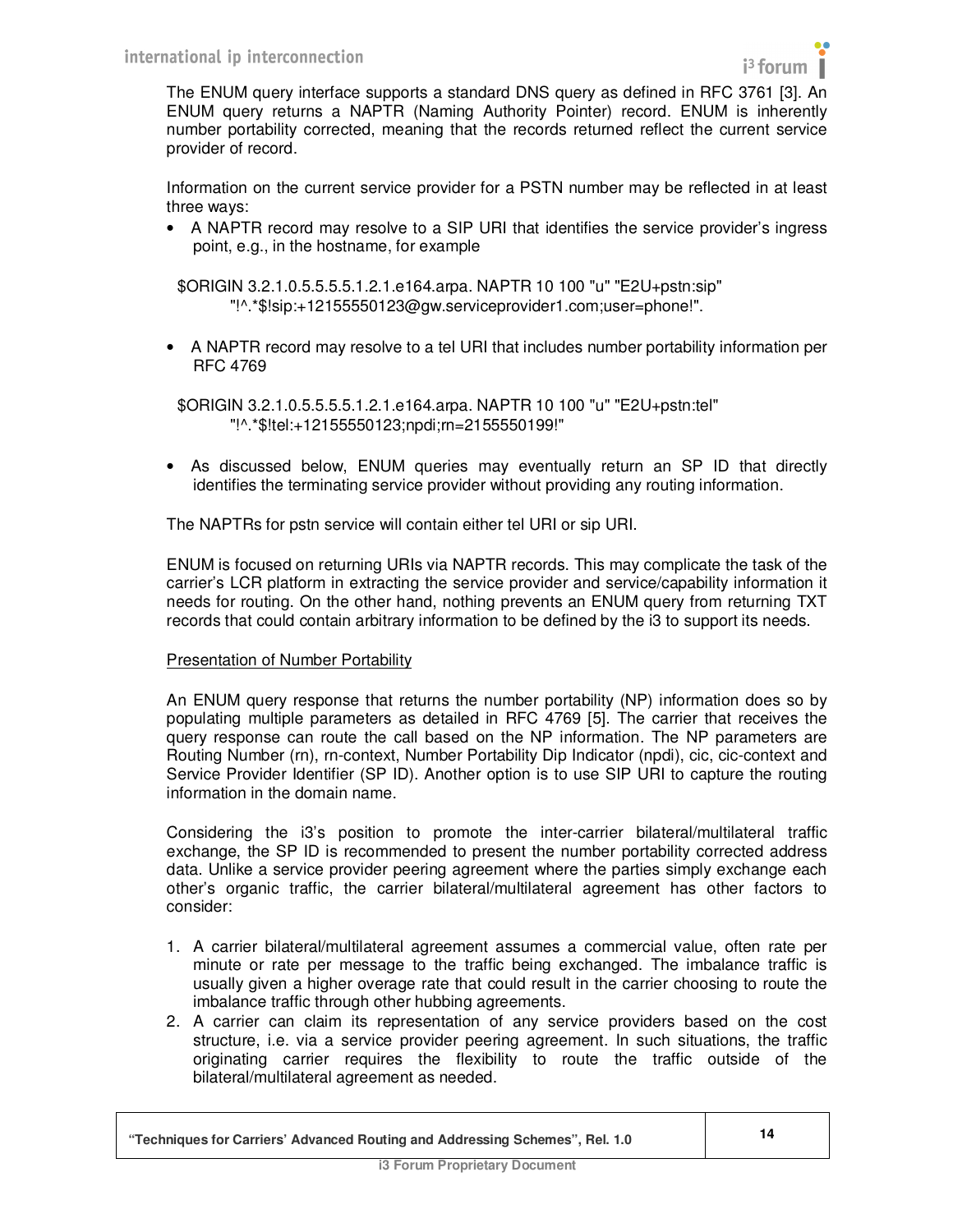The ENUM query interface supports a standard DNS query as defined in RFC 3761 [3]. An ENUM query returns a NAPTR (Naming Authority Pointer) record. ENUM is inherently number portability corrected, meaning that the records returned reflect the current service provider of record.

Information on the current service provider for a PSTN number may be reflected in at least three ways:

- A NAPTR record may resolve to a SIP URI that identifies the service provider's ingress point, e.g., in the hostname, for example

  $ORIGIN 3.2.1.0.5.5.5.5.1.2.1.e164.arpa. NAPTR 10 100 "u" "E2U+pstn:sip" "!^.*$!sip:+12155550123@gw.serviceprovider1.com;user=phone!".

- A NAPTR record may resolve to a tel URI that includes number portability information per RFC 4769

  $ORIGIN 3.2.1.0.5.5.5.5.1.2.1.e164.arpa. NAPTR 10 100 "u" "E2U+pstn:tel" "!^.*$!tel:+12155550123;npdi;rn=2155550199!"

- As discussed below, ENUM queries may eventually return an SP ID that directly identifies the terminating service provider without providing any routing information.

The NAPTRs for pstn service will contain either tel URI or sip URI.

ENUM is focused on returning URIs via NAPTR records. This may complicate the task of the carrier's LCR platform in extracting the service provider and service/capability information it needs for routing. On the other hand, nothing prevents an ENUM query from returning TXT records that could contain arbitrary information to be defined by the i3 to support its needs.

Presentation of Number Portability

An ENUM query response that returns the number portability (NP) information does so by populating multiple parameters as detailed in RFC 4769 [5]. The carrier that receives the query response can route the call based on the NP information. The NP parameters are Routing Number (rn), rn-context, Number Portability Dip Indicator (npdi), cic, cic-context and Service Provider Identifier (SP ID). Another option is to use SIP URI to capture the routing information in the domain name.

Considering the i3's position to promote the inter-carrier bilateral/multilateral traffic exchange, the SP ID is recommended to present the number portability corrected address data. Unlike a service provider peering agreement where the parties simply exchange each other's organic traffic, the carrier bilateral/multilateral agreement has other factors to consider:

1. A carrier bilateral/multilateral agreement assumes a commercial value, often rate per minute or rate per message to the traffic being exchanged. The imbalance traffic is usually given a higher overage rate that could result in the carrier choosing to route the imbalance traffic through other hubbing agreements.
2. A carrier can claim its representation of any service providers based on the cost structure, i.e. via a service provider peering agreement. In such situations, the traffic originating carrier requires the flexibility to route the traffic outside of the bilateral/multilateral agreement as needed.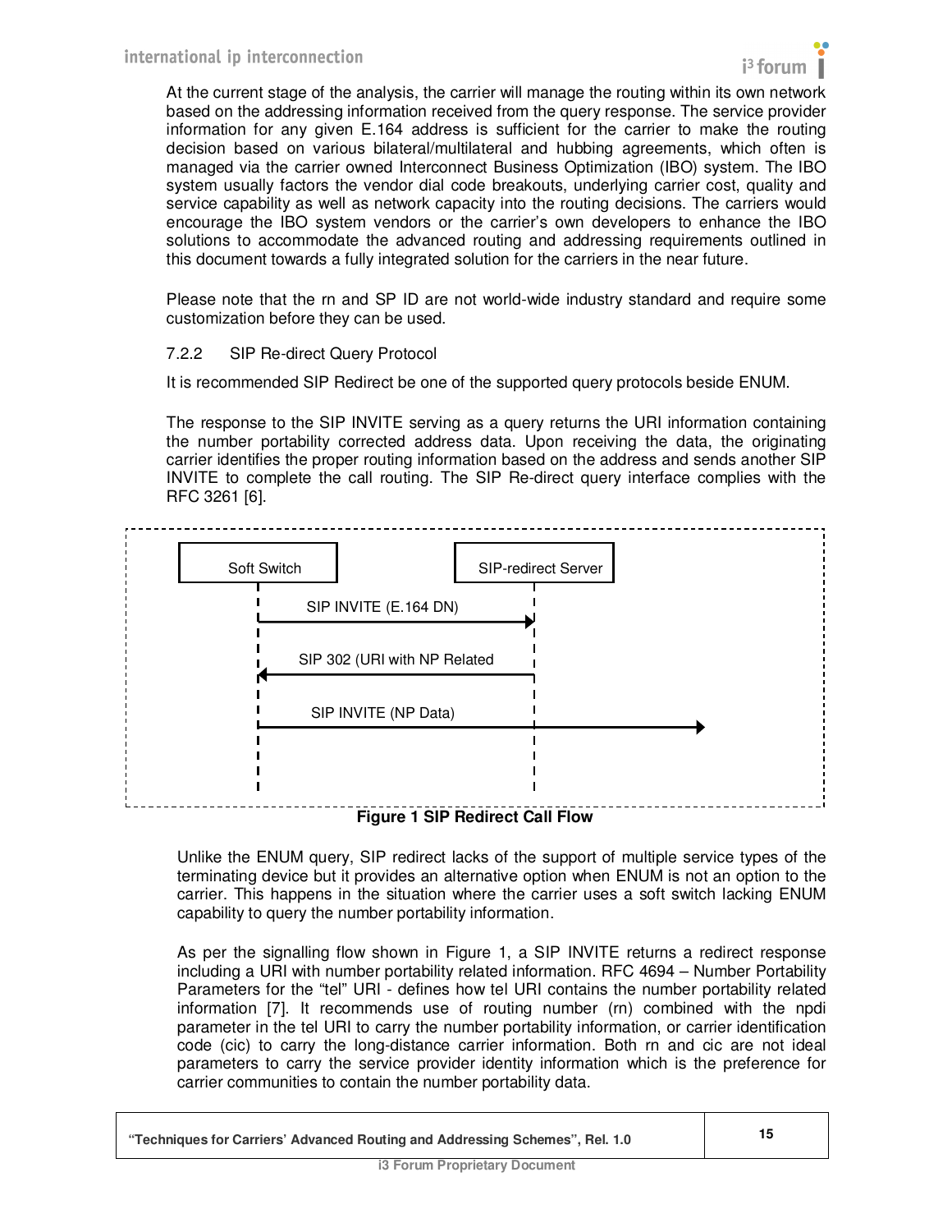At the current stage of the analysis, the carrier will manage the routing within its own network based on the addressing information received from the query response. The service provider information for any given E.164 address is sufficient for the carrier to make the routing decision based on various bilateral/multilateral and hubbing agreements, which often is managed via the carrier owned Interconnect Business Optimization (IBO) system. The IBO system usually factors the vendor dial code breakouts, underlying carrier cost, quality and service capability as well as network capacity into the routing decisions. The carriers would encourage the IBO system vendors or the carrier's own developers to enhance the IBO solutions to accommodate the advanced routing and addressing requirements outlined in this document towards a fully integrated solution for the carriers in the near future.

Please note that the rn and SP ID are not world-wide industry standard and require some customization before they can be used.

### 7.2.2 SIP Re-direct Query Protocol

It is recommended SIP Redirect be one of the supported query protocols beside ENUM.

The response to the SIP INVITE serving as a query returns the URI information containing the number portability corrected address data. Upon receiving the data, the originating carrier identifies the proper routing information based on the address and sends another SIP INVITE to complete the call routing. The SIP Re-direct query interface complies with the RFC 3261 [6].

```
Soft Switch                          SIP-redirect Server
     |                                      |
     |  SIP INVITE (E.164 DN)               |
     |------------------------------------->|
     |                                      |
     |  SIP 302 (URI with NP Related        |
     |<-------------------------------------|
     |                                      |
     |  SIP INVITE (NP Data)                |
     |--------------------------------------|------------>
     |                                      |
```

**Figure 1 SIP Redirect Call Flow**

Unlike the ENUM query, SIP redirect lacks of the support of multiple service types of the terminating device but it provides an alternative option when ENUM is not an option to the carrier. This happens in the situation where the carrier uses a soft switch lacking ENUM capability to query the number portability information.

As per the signalling flow shown in Figure 1, a SIP INVITE returns a redirect response including a URI with number portability related information. RFC 4694 – Number Portability Parameters for the "tel" URI - defines how tel URI contains the number portability related information [7]. It recommends use of routing number (rn) combined with the npdi parameter in the tel URI to carry the number portability information, or carrier identification code (cic) to carry the long-distance carrier information. Both rn and cic are not ideal parameters to carry the service provider identity information which is the preference for carrier communities to contain the number portability data.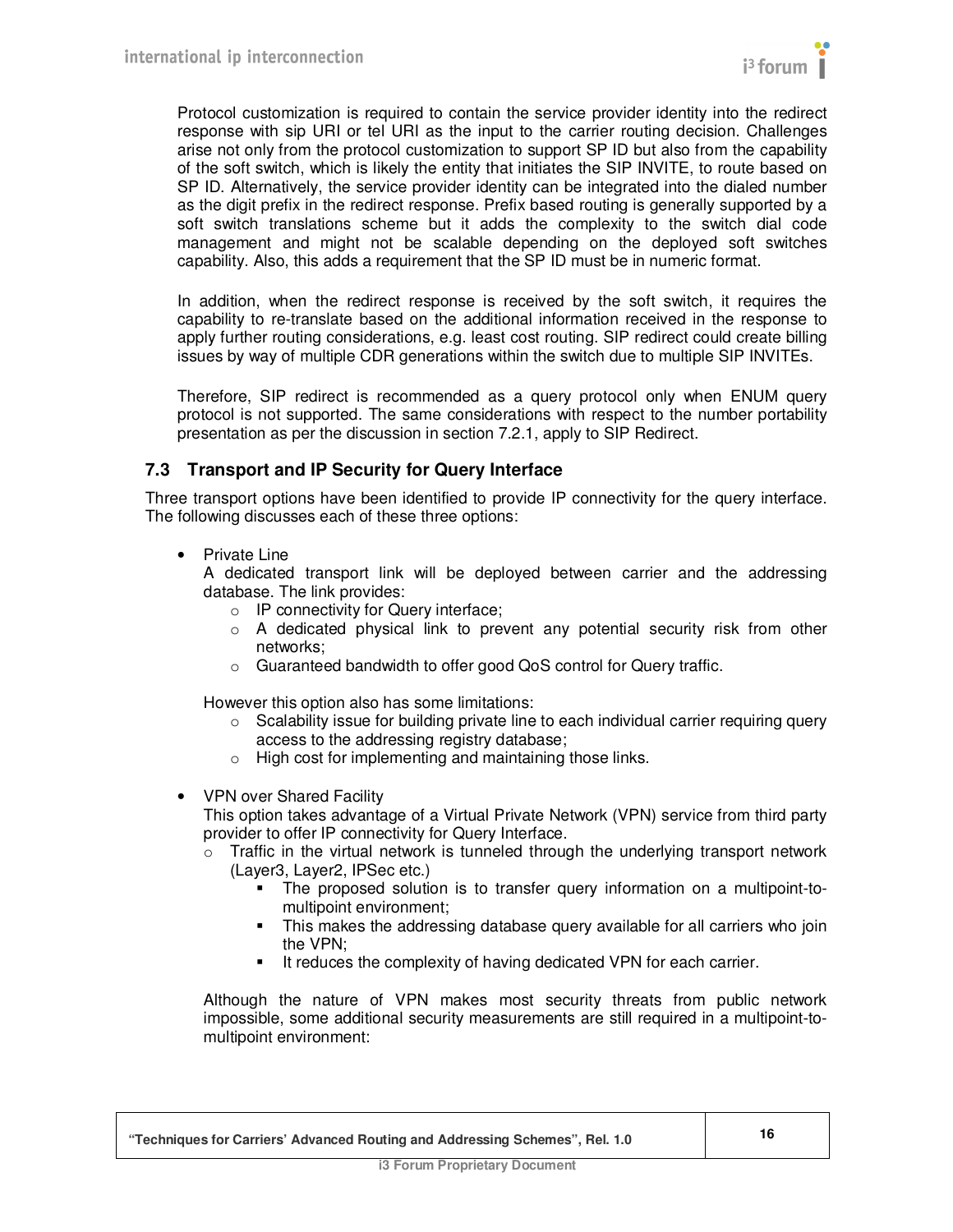Protocol customization is required to contain the service provider identity into the redirect response with sip URI or tel URI as the input to the carrier routing decision. Challenges arise not only from the protocol customization to support SP ID but also from the capability of the soft switch, which is likely the entity that initiates the SIP INVITE, to route based on SP ID. Alternatively, the service provider identity can be integrated into the dialed number as the digit prefix in the redirect response. Prefix based routing is generally supported by a soft switch translations scheme but it adds the complexity to the switch dial code management and might not be scalable depending on the deployed soft switches capability. Also, this adds a requirement that the SP ID must be in numeric format.

In addition, when the redirect response is received by the soft switch, it requires the capability to re-translate based on the additional information received in the response to apply further routing considerations, e.g. least cost routing. SIP redirect could create billing issues by way of multiple CDR generations within the switch due to multiple SIP INVITEs.

Therefore, SIP redirect is recommended as a query protocol only when ENUM query protocol is not supported. The same considerations with respect to the number portability presentation as per the discussion in section 7.2.1, apply to SIP Redirect.

## 7.3 Transport and IP Security for Query Interface

Three transport options have been identified to provide IP connectivity for the query interface. The following discusses each of these three options:

- Private Line
  A dedicated transport link will be deployed between carrier and the addressing database. The link provides:
  - IP connectivity for Query interface;
  - A dedicated physical link to prevent any potential security risk from other networks;
  - Guaranteed bandwidth to offer good QoS control for Query traffic.

  However this option also has some limitations:
  - Scalability issue for building private line to each individual carrier requiring query access to the addressing registry database;
  - High cost for implementing and maintaining those links.

- VPN over Shared Facility
  This option takes advantage of a Virtual Private Network (VPN) service from third party provider to offer IP connectivity for Query Interface.
  - Traffic in the virtual network is tunneled through the underlying transport network (Layer3, Layer2, IPSec etc.)
    - The proposed solution is to transfer query information on a multipoint-to-multipoint environment;
    - This makes the addressing database query available for all carriers who join the VPN;
    - It reduces the complexity of having dedicated VPN for each carrier.

  Although the nature of VPN makes most security threats from public network impossible, some additional security measurements are still required in a multipoint-to-multipoint environment: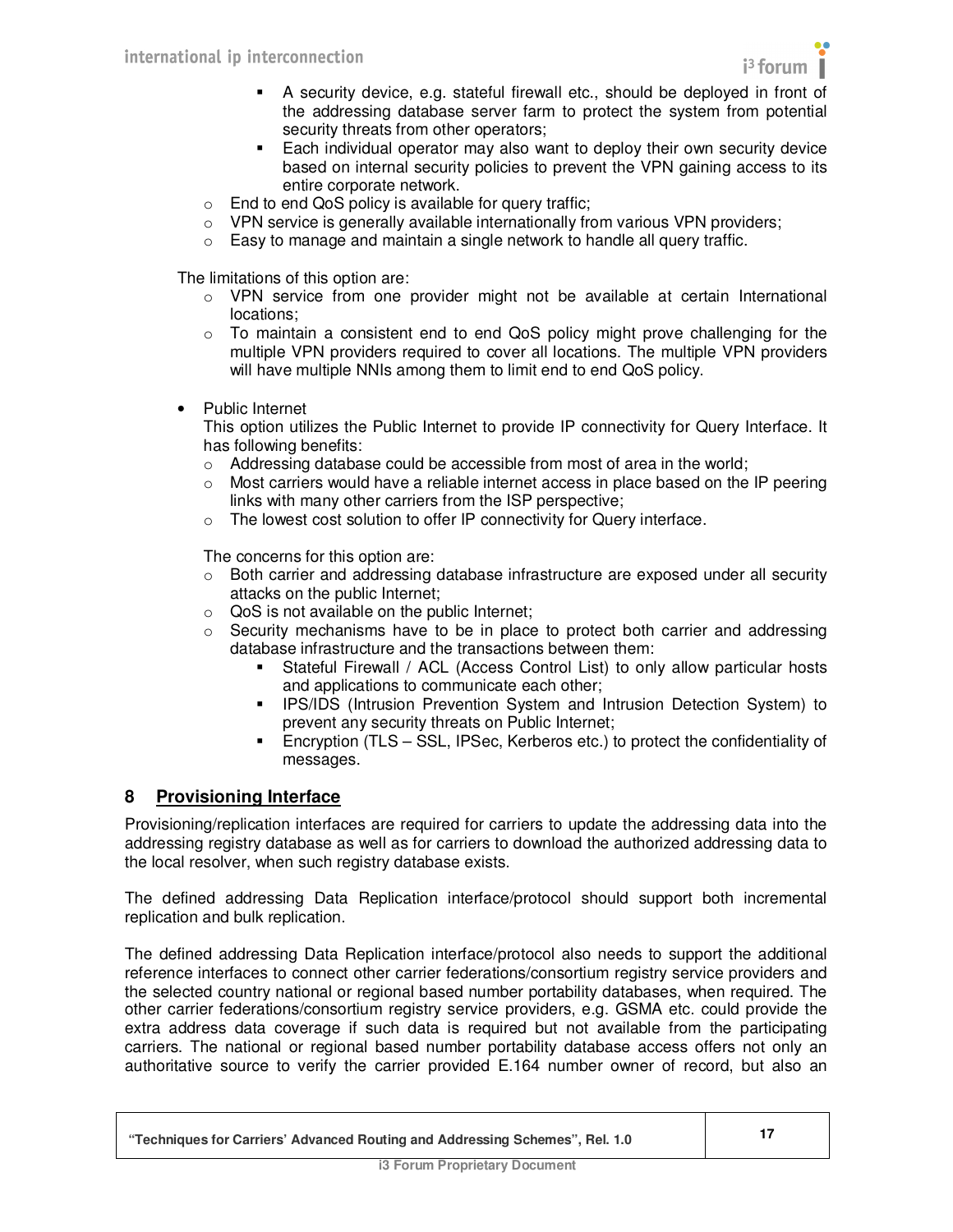- A security device, e.g. stateful firewall etc., should be deployed in front of the addressing database server farm to protect the system from potential security threats from other operators;
        - Each individual operator may also want to deploy their own security device based on internal security policies to prevent the VPN gaining access to its entire corporate network.
    - End to end QoS policy is available for query traffic;
    - VPN service is generally available internationally from various VPN providers;
    - Easy to manage and maintain a single network to handle all query traffic.

  The limitations of this option are:
    - VPN service from one provider might not be available at certain International locations;
    - To maintain a consistent end to end QoS policy might prove challenging for the multiple VPN providers required to cover all locations. The multiple VPN providers will have multiple NNIs among them to limit end to end QoS policy.

- Public Internet

  This option utilizes the Public Internet to provide IP connectivity for Query Interface. It has following benefits:
    - Addressing database could be accessible from most of area in the world;
    - Most carriers would have a reliable internet access in place based on the IP peering links with many other carriers from the ISP perspective;
    - The lowest cost solution to offer IP connectivity for Query interface.

  The concerns for this option are:
    - Both carrier and addressing database infrastructure are exposed under all security attacks on the public Internet;
    - QoS is not available on the public Internet;
    - Security mechanisms have to be in place to protect both carrier and addressing database infrastructure and the transactions between them:
        - Stateful Firewall / ACL (Access Control List) to only allow particular hosts and applications to communicate each other;
        - IPS/IDS (Intrusion Prevention System and Intrusion Detection System) to prevent any security threats on Public Internet;
        - Encryption (TLS – SSL, IPSec, Kerberos etc.) to protect the confidentiality of messages.

# 8 Provisioning Interface

Provisioning/replication interfaces are required for carriers to update the addressing data into the addressing registry database as well as for carriers to download the authorized addressing data to the local resolver, when such registry database exists.

The defined addressing Data Replication interface/protocol should support both incremental replication and bulk replication.

The defined addressing Data Replication interface/protocol also needs to support the additional reference interfaces to connect other carrier federations/consortium registry service providers and the selected country national or regional based number portability databases, when required. The other carrier federations/consortium registry service providers, e.g. GSMA etc. could provide the extra address data coverage if such data is required but not available from the participating carriers. The national or regional based number portability database access offers not only an authoritative source to verify the carrier provided E.164 number owner of record, but also an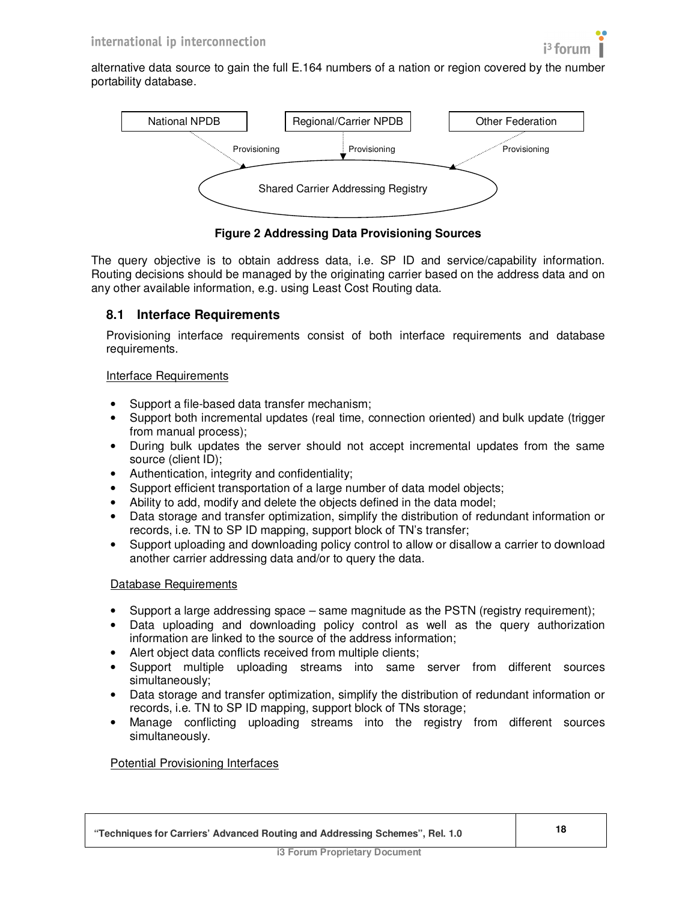alternative data source to gain the full E.164 numbers of a nation or region covered by the number portability database.

**Figure 2 Addressing Data Provisioning Sources**

The query objective is to obtain address data, i.e. SP ID and service/capability information. Routing decisions should be managed by the originating carrier based on the address data and on any other available information, e.g. using Least Cost Routing data.

## 8.1 Interface Requirements

Provisioning interface requirements consist of both interface requirements and database requirements.

Interface Requirements

- Support a file-based data transfer mechanism;
- Support both incremental updates (real time, connection oriented) and bulk update (trigger from manual process);
- During bulk updates the server should not accept incremental updates from the same source (client ID);
- Authentication, integrity and confidentiality;
- Support efficient transportation of a large number of data model objects;
- Ability to add, modify and delete the objects defined in the data model;
- Data storage and transfer optimization, simplify the distribution of redundant information or records, i.e. TN to SP ID mapping, support block of TN's transfer;
- Support uploading and downloading policy control to allow or disallow a carrier to download another carrier addressing data and/or to query the data.

Database Requirements

- Support a large addressing space – same magnitude as the PSTN (registry requirement);
- Data uploading and downloading policy control as well as the query authorization information are linked to the source of the address information;
- Alert object data conflicts received from multiple clients;
- Support multiple uploading streams into same server from different sources simultaneously;
- Data storage and transfer optimization, simplify the distribution of redundant information or records, i.e. TN to SP ID mapping, support block of TNs storage;
- Manage conflicting uploading streams into the registry from different sources simultaneously.

Potential Provisioning Interfaces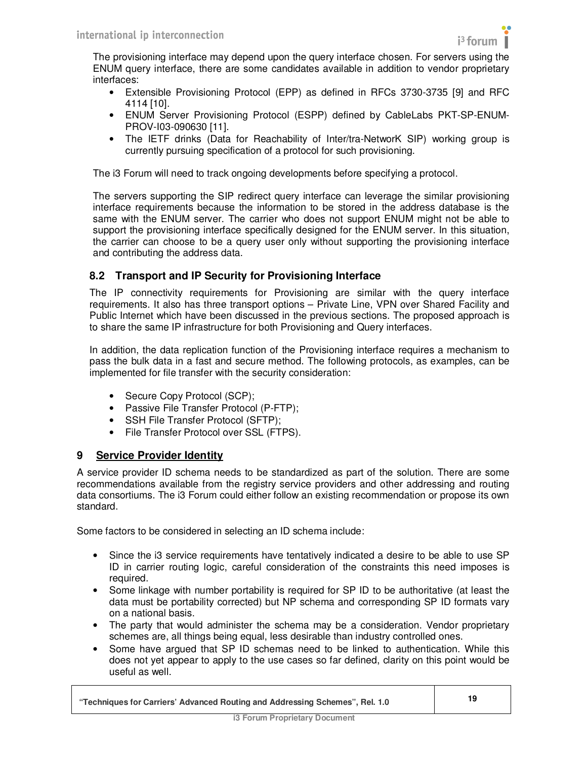The provisioning interface may depend upon the query interface chosen. For servers using the ENUM query interface, there are some candidates available in addition to vendor proprietary interfaces:

- Extensible Provisioning Protocol (EPP) as defined in RFCs 3730-3735 [9] and RFC 4114 [10].
- ENUM Server Provisioning Protocol (ESPP) defined by CableLabs PKT-SP-ENUM-PROV-I03-090630 [11].
- The IETF drinks (Data for Reachability of Inter/tra-NetworK SIP) working group is currently pursuing specification of a protocol for such provisioning.

The i3 Forum will need to track ongoing developments before specifying a protocol.

The servers supporting the SIP redirect query interface can leverage the similar provisioning interface requirements because the information to be stored in the address database is the same with the ENUM server. The carrier who does not support ENUM might not be able to support the provisioning interface specifically designed for the ENUM server. In this situation, the carrier can choose to be a query user only without supporting the provisioning interface and contributing the address data.

### 8.2 Transport and IP Security for Provisioning Interface

The IP connectivity requirements for Provisioning are similar with the query interface requirements. It also has three transport options – Private Line, VPN over Shared Facility and Public Internet which have been discussed in the previous sections. The proposed approach is to share the same IP infrastructure for both Provisioning and Query interfaces.

In addition, the data replication function of the Provisioning interface requires a mechanism to pass the bulk data in a fast and secure method. The following protocols, as examples, can be implemented for file transfer with the security consideration:

- Secure Copy Protocol (SCP);
- Passive File Transfer Protocol (P-FTP);
- SSH File Transfer Protocol (SFTP);
- File Transfer Protocol over SSL (FTPS).

## 9 Service Provider Identity

A service provider ID schema needs to be standardized as part of the solution. There are some recommendations available from the registry service providers and other addressing and routing data consortiums. The i3 Forum could either follow an existing recommendation or propose its own standard.

Some factors to be considered in selecting an ID schema include:

- Since the i3 service requirements have tentatively indicated a desire to be able to use SP ID in carrier routing logic, careful consideration of the constraints this need imposes is required.
- Some linkage with number portability is required for SP ID to be authoritative (at least the data must be portability corrected) but NP schema and corresponding SP ID formats vary on a national basis.
- The party that would administer the schema may be a consideration. Vendor proprietary schemes are, all things being equal, less desirable than industry controlled ones.
- Some have argued that SP ID schemas need to be linked to authentication. While this does not yet appear to apply to the use cases so far defined, clarity on this point would be useful as well.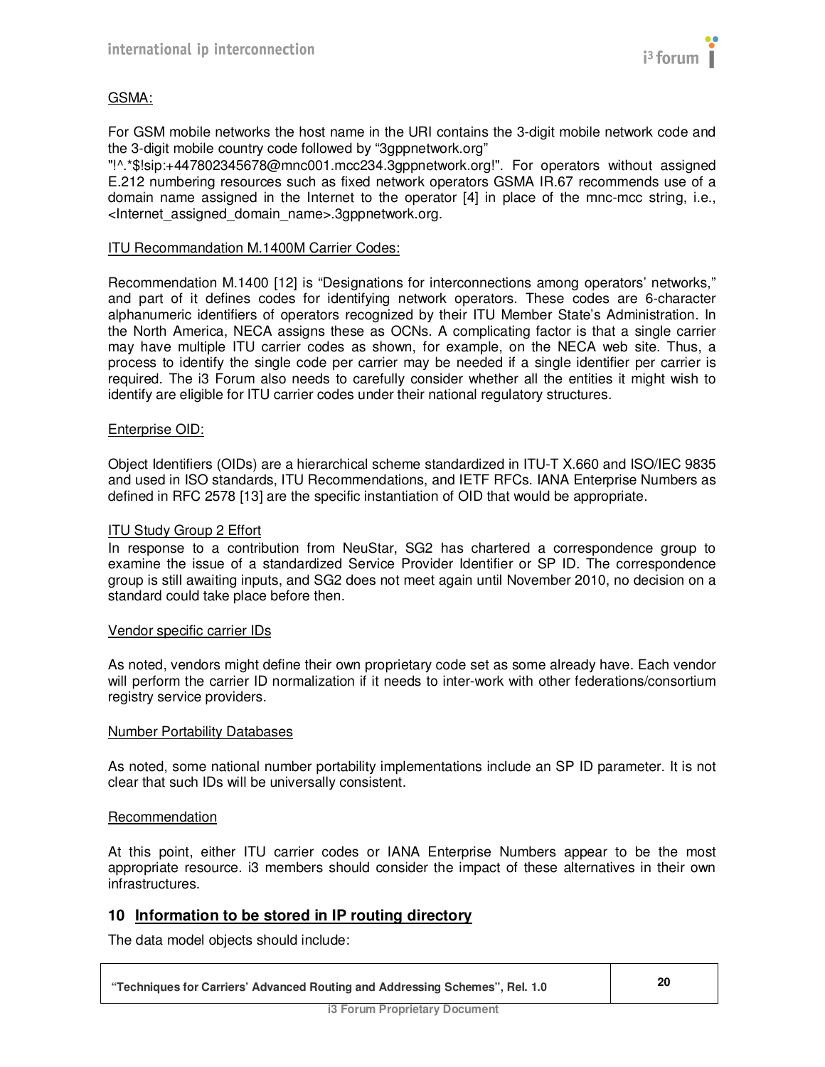GSMA:

For GSM mobile networks the host name in the URI contains the 3-digit mobile network code and the 3-digit mobile country code followed by "3gppnetwork.org" "!^.*$!sip:+447802345678@mnc001.mcc234.3gppnetwork.org!". For operators without assigned E.212 numbering resources such as fixed network operators GSMA IR.67 recommends use of a domain name assigned in the Internet to the operator [4] in place of the mnc-mcc string, i.e., <Internet_assigned_domain_name>.3gppnetwork.org.

ITU Recommandation M.1400M Carrier Codes:

Recommendation M.1400 [12] is "Designations for interconnections among operators' networks," and part of it defines codes for identifying network operators. These codes are 6-character alphanumeric identifiers of operators recognized by their ITU Member State's Administration. In the North America, NECA assigns these as OCNs. A complicating factor is that a single carrier may have multiple ITU carrier codes as shown, for example, on the NECA web site. Thus, a process to identify the single code per carrier may be needed if a single identifier per carrier is required. The i3 Forum also needs to carefully consider whether all the entities it might wish to identify are eligible for ITU carrier codes under their national regulatory structures.

Enterprise OID:

Object Identifiers (OIDs) are a hierarchical scheme standardized in ITU-T X.660 and ISO/IEC 9835 and used in ISO standards, ITU Recommendations, and IETF RFCs. IANA Enterprise Numbers as defined in RFC 2578 [13] are the specific instantiation of OID that would be appropriate.

ITU Study Group 2 Effort

In response to a contribution from NeuStar, SG2 has chartered a correspondence group to examine the issue of a standardized Service Provider Identifier or SP ID. The correspondence group is still awaiting inputs, and SG2 does not meet again until November 2010, no decision on a standard could take place before then.

Vendor specific carrier IDs

As noted, vendors might define their own proprietary code set as some already have. Each vendor will perform the carrier ID normalization if it needs to inter-work with other federations/consortium registry service providers.

Number Portability Databases

As noted, some national number portability implementations include an SP ID parameter. It is not clear that such IDs will be universally consistent.

Recommendation

At this point, either ITU carrier codes or IANA Enterprise Numbers appear to be the most appropriate resource. i3 members should consider the impact of these alternatives in their own infrastructures.

## 10 Information to be stored in IP routing directory

The data model objects should include: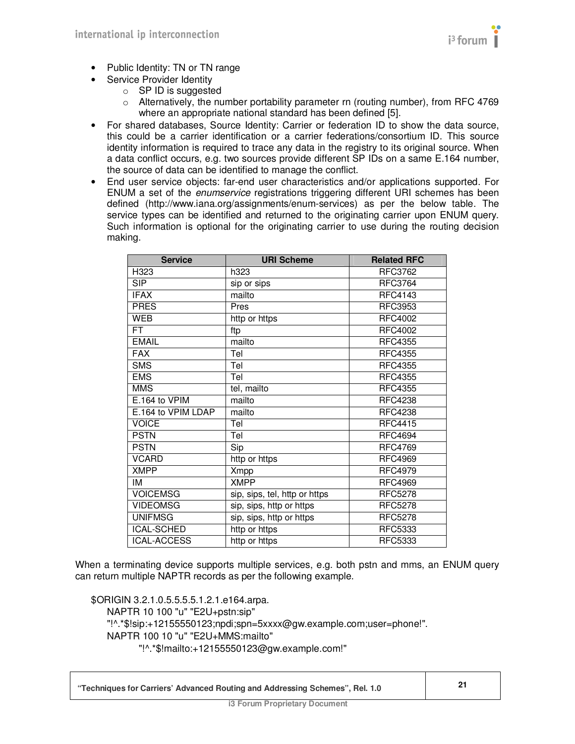- Public Identity: TN or TN range
- Service Provider Identity
  - SP ID is suggested
  - Alternatively, the number portability parameter rn (routing number), from RFC 4769 where an appropriate national standard has been defined [5].
- For shared databases, Source Identity: Carrier or federation ID to show the data source, this could be a carrier identification or a carrier federations/consortium ID. This source identity information is required to trace any data in the registry to its original source. When a data conflict occurs, e.g. two sources provide different SP IDs on a same E.164 number, the source of data can be identified to manage the conflict.
- End user service objects: far-end user characteristics and/or applications supported. For ENUM a set of the *enumservice* registrations triggering different URI schemes has been defined (http://www.iana.org/assignments/enum-services) as per the below table. The service types can be identified and returned to the originating carrier upon ENUM query. Such information is optional for the originating carrier to use during the routing decision making.

| Service | URI Scheme | Related RFC |
|---|---|---|
| H323 | h323 | RFC3762 |
| SIP | sip or sips | RFC3764 |
| IFAX | mailto | RFC4143 |
| PRES | Pres | RFC3953 |
| WEB | http or https | RFC4002 |
| FT | ftp | RFC4002 |
| EMAIL | mailto | RFC4355 |
| FAX | Tel | RFC4355 |
| SMS | Tel | RFC4355 |
| EMS | Tel | RFC4355 |
| MMS | tel, mailto | RFC4355 |
| E.164 to VPIM | mailto | RFC4238 |
| E.164 to VPIM LDAP | mailto | RFC4238 |
| VOICE | Tel | RFC4415 |
| PSTN | Tel | RFC4694 |
| PSTN | Sip | RFC4769 |
| VCARD | http or https | RFC4969 |
| XMPP | Xmpp | RFC4979 |
| IM | XMPP | RFC4969 |
| VOICEMSG | sip, sips, tel, http or https | RFC5278 |
| VIDEOMSG | sip, sips, http or https | RFC5278 |
| UNIFMSG | sip, sips, http or https | RFC5278 |
| ICAL-SCHED | http or https | RFC5333 |
| ICAL-ACCESS | http or https | RFC5333 |

When a terminating device supports multiple services, e.g. both pstn and mms, an ENUM query can return multiple NAPTR records as per the following example.

```
$ORIGIN 3.2.1.0.5.5.5.5.1.2.1.e164.arpa.
    NAPTR 10 100 "u" "E2U+pstn:sip"
    "!^.*$!sip:+12155550123;npdi;spn=5xxxx@gw.example.com;user=phone!".
    NAPTR 100 10 "u" "E2U+MMS:mailto"
         "!^.*$!mailto:+12155550123@gw.example.com!"
```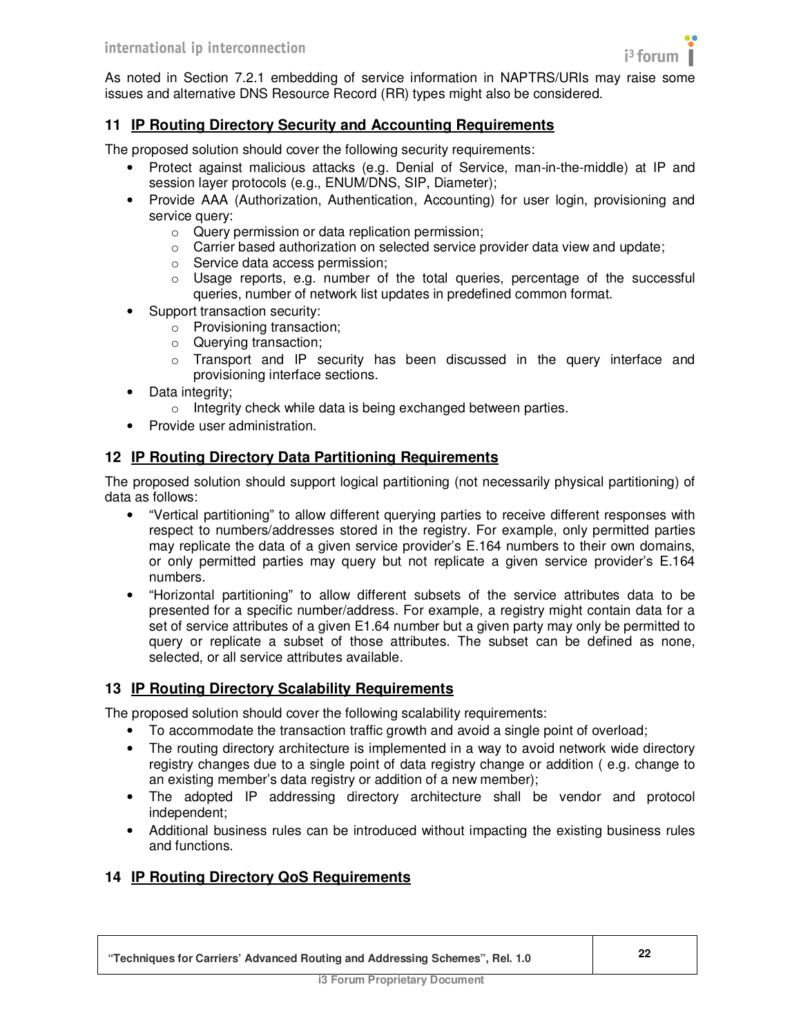As noted in Section 7.2.1 embedding of service information in NAPTRS/URIs may raise some issues and alternative DNS Resource Record (RR) types might also be considered.

## 11 IP Routing Directory Security and Accounting Requirements

The proposed solution should cover the following security requirements:

- Protect against malicious attacks (e.g. Denial of Service, man-in-the-middle) at IP and session layer protocols (e.g., ENUM/DNS, SIP, Diameter);
- Provide AAA (Authorization, Authentication, Accounting) for user login, provisioning and service query:
  - Query permission or data replication permission;
  - Carrier based authorization on selected service provider data view and update;
  - Service data access permission;
  - Usage reports, e.g. number of the total queries, percentage of the successful queries, number of network list updates in predefined common format.
- Support transaction security:
  - Provisioning transaction;
  - Querying transaction;
  - Transport and IP security has been discussed in the query interface and provisioning interface sections.
- Data integrity;
  - Integrity check while data is being exchanged between parties.
- Provide user administration.

## 12 IP Routing Directory Data Partitioning Requirements

The proposed solution should support logical partitioning (not necessarily physical partitioning) of data as follows:

- "Vertical partitioning" to allow different querying parties to receive different responses with respect to numbers/addresses stored in the registry. For example, only permitted parties may replicate the data of a given service provider's E.164 numbers to their own domains, or only permitted parties may query but not replicate a given service provider's E.164 numbers.
- "Horizontal partitioning" to allow different subsets of the service attributes data to be presented for a specific number/address. For example, a registry might contain data for a set of service attributes of a given E1.64 number but a given party may only be permitted to query or replicate a subset of those attributes. The subset can be defined as none, selected, or all service attributes available.

## 13 IP Routing Directory Scalability Requirements

The proposed solution should cover the following scalability requirements:

- To accommodate the transaction traffic growth and avoid a single point of overload;
- The routing directory architecture is implemented in a way to avoid network wide directory registry changes due to a single point of data registry change or addition ( e.g. change to an existing member's data registry or addition of a new member);
- The adopted IP addressing directory architecture shall be vendor and protocol independent;
- Additional business rules can be introduced without impacting the existing business rules and functions.

## 14 IP Routing Directory QoS Requirements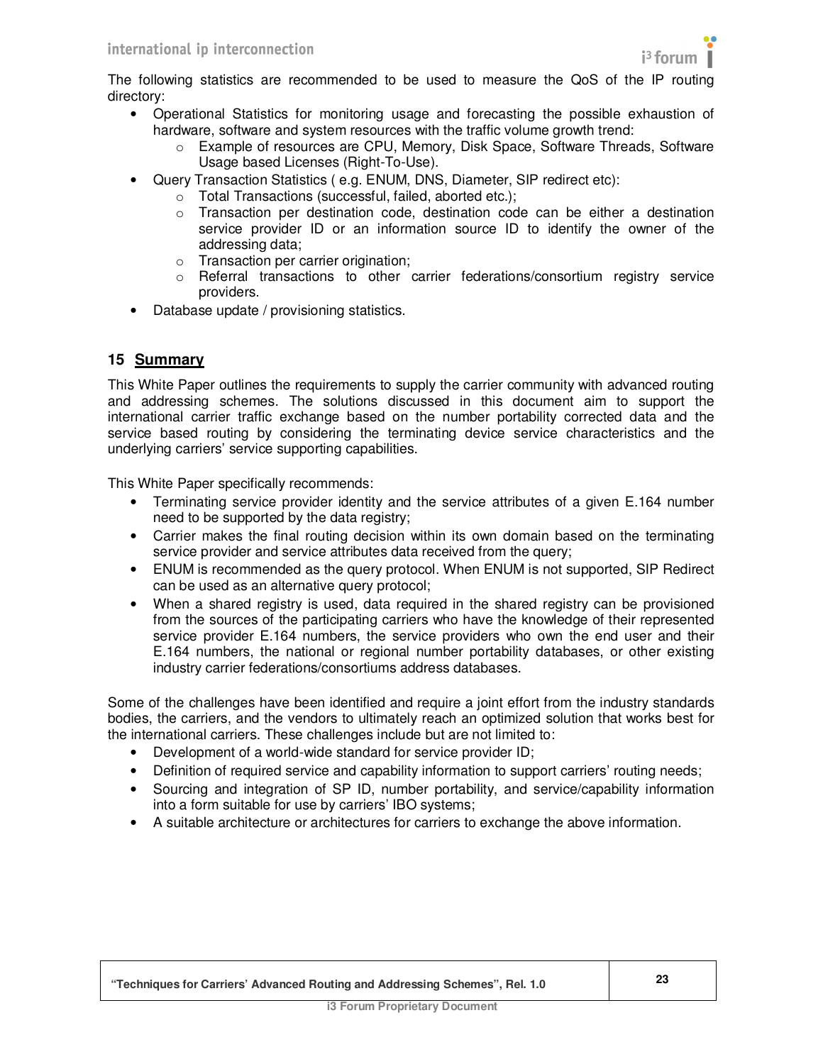The following statistics are recommended to be used to measure the QoS of the IP routing directory:

- Operational Statistics for monitoring usage and forecasting the possible exhaustion of hardware, software and system resources with the traffic volume growth trend:
  - Example of resources are CPU, Memory, Disk Space, Software Threads, Software Usage based Licenses (Right-To-Use).
- Query Transaction Statistics ( e.g. ENUM, DNS, Diameter, SIP redirect etc):
  - Total Transactions (successful, failed, aborted etc.);
  - Transaction per destination code, destination code can be either a destination service provider ID or an information source ID to identify the owner of the addressing data;
  - Transaction per carrier origination;
  - Referral transactions to other carrier federations/consortium registry service providers.
- Database update / provisioning statistics.

## 15 Summary

This White Paper outlines the requirements to supply the carrier community with advanced routing and addressing schemes. The solutions discussed in this document aim to support the international carrier traffic exchange based on the number portability corrected data and the service based routing by considering the terminating device service characteristics and the underlying carriers' service supporting capabilities.

This White Paper specifically recommends:

- Terminating service provider identity and the service attributes of a given E.164 number need to be supported by the data registry;
- Carrier makes the final routing decision within its own domain based on the terminating service provider and service attributes data received from the query;
- ENUM is recommended as the query protocol. When ENUM is not supported, SIP Redirect can be used as an alternative query protocol;
- When a shared registry is used, data required in the shared registry can be provisioned from the sources of the participating carriers who have the knowledge of their represented service provider E.164 numbers, the service providers who own the end user and their E.164 numbers, the national or regional number portability databases, or other existing industry carrier federations/consortiums address databases.

Some of the challenges have been identified and require a joint effort from the industry standards bodies, the carriers, and the vendors to ultimately reach an optimized solution that works best for the international carriers. These challenges include but are not limited to:

- Development of a world-wide standard for service provider ID;
- Definition of required service and capability information to support carriers' routing needs;
- Sourcing and integration of SP ID, number portability, and service/capability information into a form suitable for use by carriers' IBO systems;
- A suitable architecture or architectures for carriers to exchange the above information.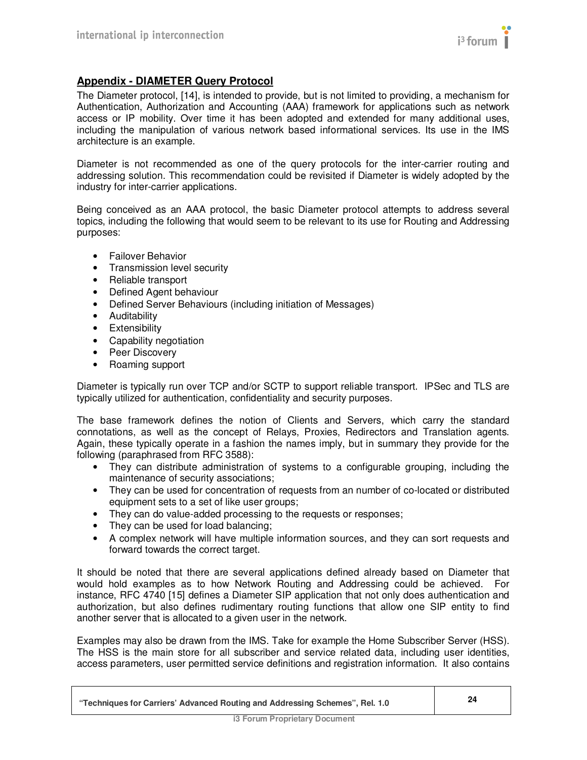## Appendix - DIAMETER Query Protocol

The Diameter protocol, [14], is intended to provide, but is not limited to providing, a mechanism for Authentication, Authorization and Accounting (AAA) framework for applications such as network access or IP mobility. Over time it has been adopted and extended for many additional uses, including the manipulation of various network based informational services. Its use in the IMS architecture is an example.

Diameter is not recommended as one of the query protocols for the inter-carrier routing and addressing solution. This recommendation could be revisited if Diameter is widely adopted by the industry for inter-carrier applications.

Being conceived as an AAA protocol, the basic Diameter protocol attempts to address several topics, including the following that would seem to be relevant to its use for Routing and Addressing purposes:

- Failover Behavior
- Transmission level security
- Reliable transport
- Defined Agent behaviour
- Defined Server Behaviours (including initiation of Messages)
- Auditability
- Extensibility
- Capability negotiation
- Peer Discovery
- Roaming support

Diameter is typically run over TCP and/or SCTP to support reliable transport. IPSec and TLS are typically utilized for authentication, confidentiality and security purposes.

The base framework defines the notion of Clients and Servers, which carry the standard connotations, as well as the concept of Relays, Proxies, Redirectors and Translation agents. Again, these typically operate in a fashion the names imply, but in summary they provide for the following (paraphrased from RFC 3588):

- They can distribute administration of systems to a configurable grouping, including the maintenance of security associations;
- They can be used for concentration of requests from an number of co-located or distributed equipment sets to a set of like user groups;
- They can do value-added processing to the requests or responses;
- They can be used for load balancing;
- A complex network will have multiple information sources, and they can sort requests and forward towards the correct target.

It should be noted that there are several applications defined already based on Diameter that would hold examples as to how Network Routing and Addressing could be achieved. For instance, RFC 4740 [15] defines a Diameter SIP application that not only does authentication and authorization, but also defines rudimentary routing functions that allow one SIP entity to find another server that is allocated to a given user in the network.

Examples may also be drawn from the IMS. Take for example the Home Subscriber Server (HSS). The HSS is the main store for all subscriber and service related data, including user identities, access parameters, user permitted service definitions and registration information. It also contains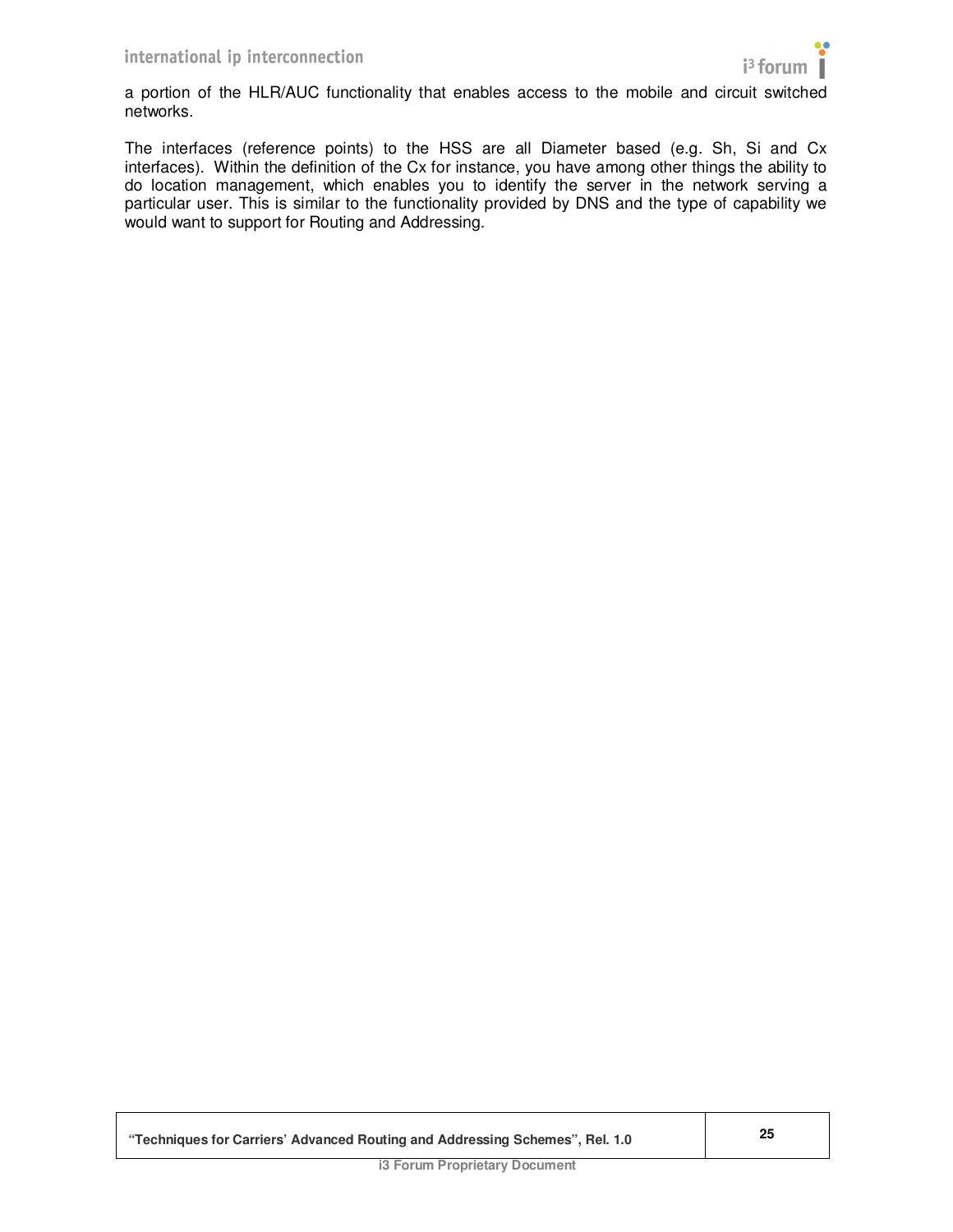a portion of the HLR/AUC functionality that enables access to the mobile and circuit switched networks.

The interfaces (reference points) to the HSS are all Diameter based (e.g. Sh, Si and Cx interfaces). Within the definition of the Cx for instance, you have among other things the ability to do location management, which enables you to identify the server in the network serving a particular user. This is similar to the functionality provided by DNS and the type of capability we would want to support for Routing and Addressing.